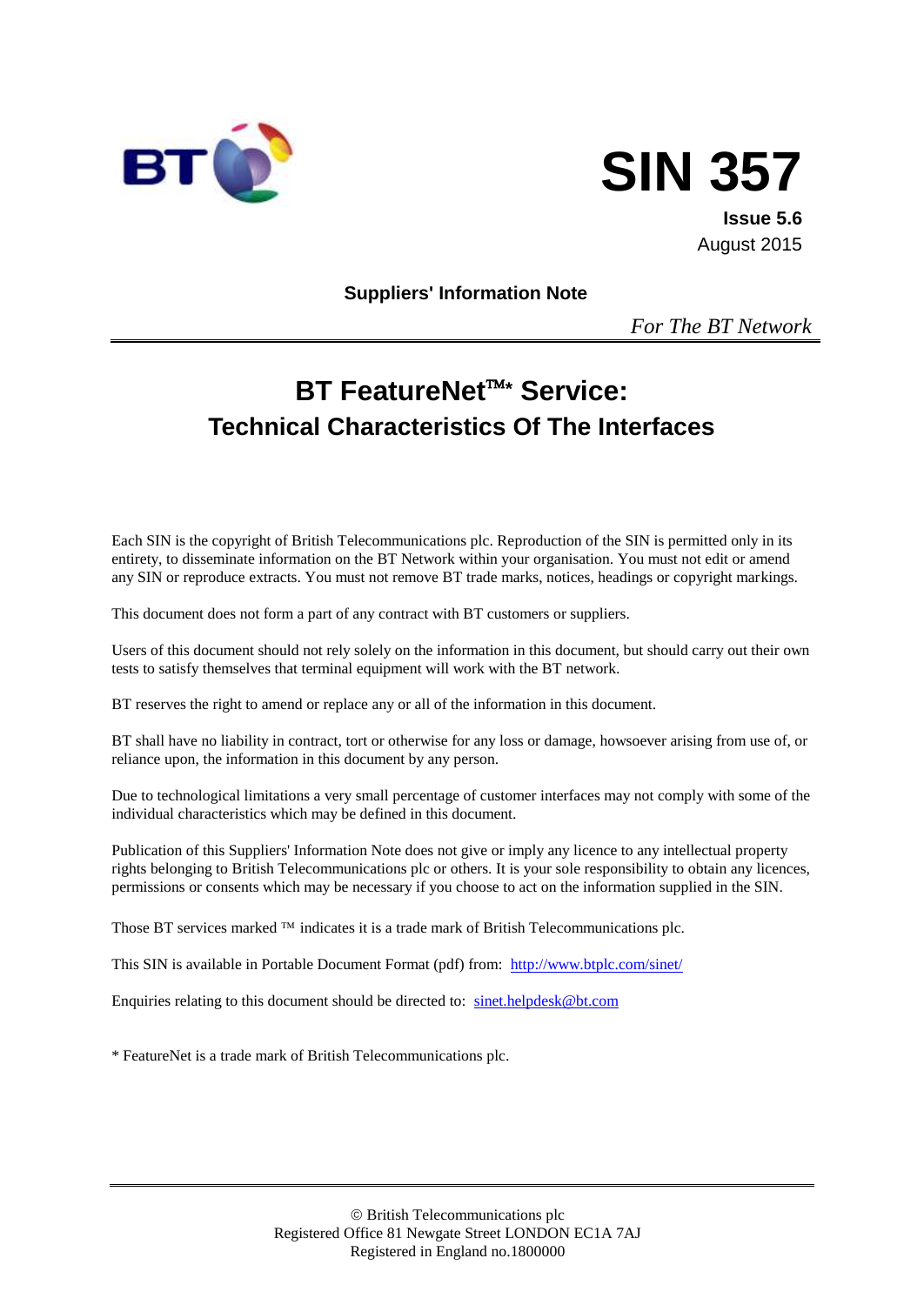# SIN 357

**Issue 5.6**
August 2015

**Suppliers' Information Note**

*For The BT Network*

## BT FeatureNet™* Service:
## Technical Characteristics Of The Interfaces

Each SIN is the copyright of British Telecommunications plc. Reproduction of the SIN is permitted only in its entirety, to disseminate information on the BT Network within your organisation. You must not edit or amend any SIN or reproduce extracts. You must not remove BT trade marks, notices, headings or copyright markings.

This document does not form a part of any contract with BT customers or suppliers.

Users of this document should not rely solely on the information in this document, but should carry out their own tests to satisfy themselves that terminal equipment will work with the BT network.

BT reserves the right to amend or replace any or all of the information in this document.

BT shall have no liability in contract, tort or otherwise for any loss or damage, howsoever arising from use of, or reliance upon, the information in this document by any person.

Due to technological limitations a very small percentage of customer interfaces may not comply with some of the individual characteristics which may be defined in this document.

Publication of this Suppliers' Information Note does not give or imply any licence to any intellectual property rights belonging to British Telecommunications plc or others. It is your sole responsibility to obtain any licences, permissions or consents which may be necessary if you choose to act on the information supplied in the SIN.

Those BT services marked ™ indicates it is a trade mark of British Telecommunications plc.

This SIN is available in Portable Document Format (pdf) from: http://www.btplc.com/sinet/

Enquiries relating to this document should be directed to: sinet.helpdesk@bt.com

* FeatureNet is a trade mark of British Telecommunications plc.

© British Telecommunications plc
Registered Office 81 Newgate Street LONDON EC1A 7AJ
Registered in England no.1800000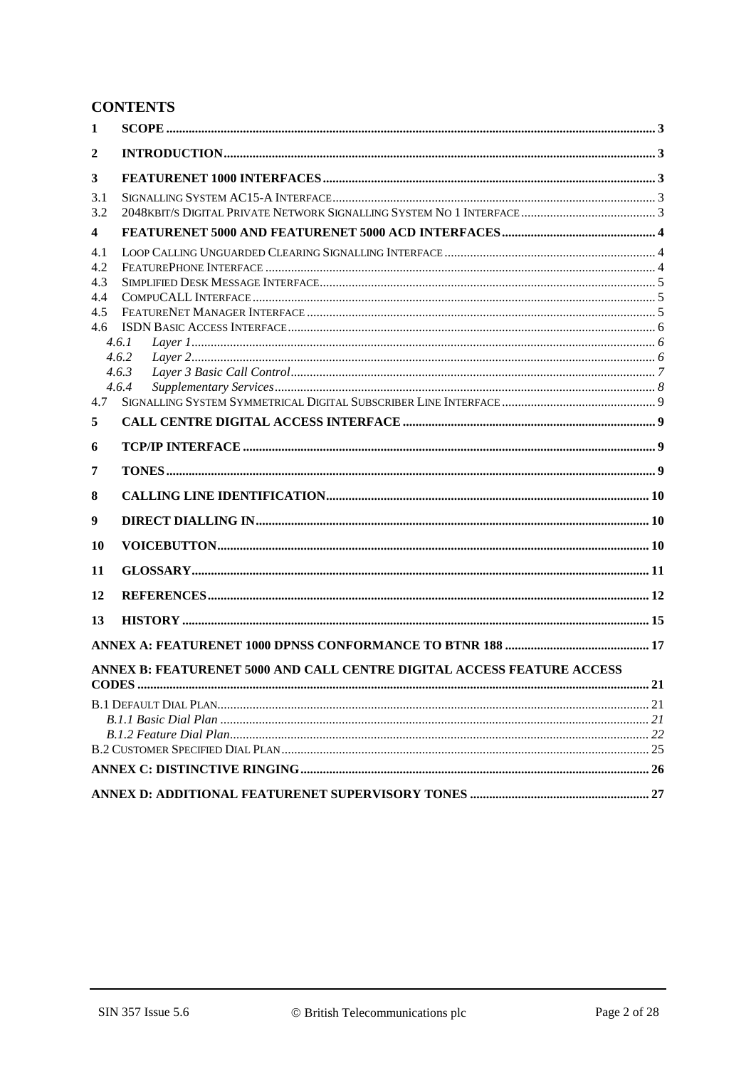## CONTENTS

- 1 SCOPE ..... 3
- 2 INTRODUCTION ..... 3
- 3 FEATURENET 1000 INTERFACES ..... 3
  - 3.1 SIGNALLING SYSTEM AC15-A INTERFACE ..... 3
  - 3.2 2048KBIT/S DIGITAL PRIVATE NETWORK SIGNALLING SYSTEM NO 1 INTERFACE ..... 3
- 4 FEATURENET 5000 AND FEATURENET 5000 ACD INTERFACES ..... 4
  - 4.1 LOOP CALLING UNGUARDED CLEARING SIGNALLING INTERFACE ..... 4
  - 4.2 FEATUREPHONE INTERFACE ..... 4
  - 4.3 SIMPLIFIED DESK MESSAGE INTERFACE ..... 5
  - 4.4 COMPUCALL INTERFACE ..... 5
  - 4.5 FEATURENET MANAGER INTERFACE ..... 5
  - 4.6 ISDN BASIC ACCESS INTERFACE ..... 6
    - *4.6.1 Layer 1 ..... 6*
    - *4.6.2 Layer 2 ..... 6*
    - *4.6.3 Layer 3 Basic Call Control ..... 7*
    - *4.6.4 Supplementary Services ..... 8*
  - 4.7 SIGNALLING SYSTEM SYMMETRICAL DIGITAL SUBSCRIBER LINE INTERFACE ..... 9
- 5 CALL CENTRE DIGITAL ACCESS INTERFACE ..... 9
- 6 TCP/IP INTERFACE ..... 9
- 7 TONES ..... 9
- 8 CALLING LINE IDENTIFICATION ..... 10
- 9 DIRECT DIALLING IN ..... 10
- 10 VOICEBUTTON ..... 10
- 11 GLOSSARY ..... 11
- 12 REFERENCES ..... 12
- 13 HISTORY ..... 15
- ANNEX A: FEATURENET 1000 DPNSS CONFORMANCE TO BTNR 188 ..... 17
- ANNEX B: FEATURENET 5000 AND CALL CENTRE DIGITAL ACCESS FEATURE ACCESS CODES ..... 21
  - B.1 DEFAULT DIAL PLAN ..... 21
    - *B.1.1 Basic Dial Plan ..... 21*
    - *B.1.2 Feature Dial Plan ..... 22*
  - B.2 CUSTOMER SPECIFIED DIAL PLAN ..... 25
- ANNEX C: DISTINCTIVE RINGING ..... 26
- ANNEX D: ADDITIONAL FEATURENET SUPERVISORY TONES ..... 27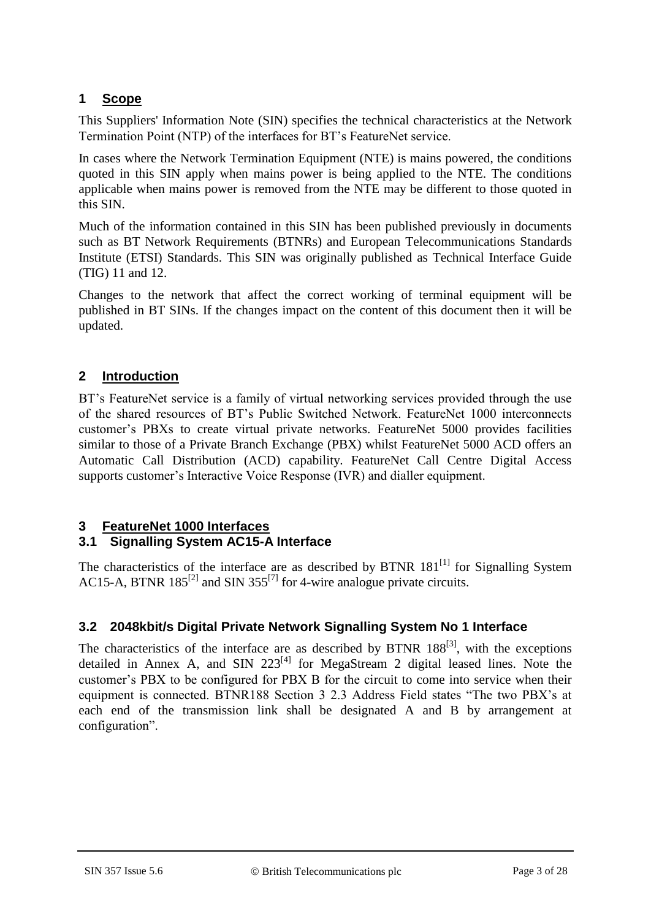# 1 Scope

This Suppliers' Information Note (SIN) specifies the technical characteristics at the Network Termination Point (NTP) of the interfaces for BT's FeatureNet service.

In cases where the Network Termination Equipment (NTE) is mains powered, the conditions quoted in this SIN apply when mains power is being applied to the NTE. The conditions applicable when mains power is removed from the NTE may be different to those quoted in this SIN.

Much of the information contained in this SIN has been published previously in documents such as BT Network Requirements (BTNRs) and European Telecommunications Standards Institute (ETSI) Standards. This SIN was originally published as Technical Interface Guide (TIG) 11 and 12.

Changes to the network that affect the correct working of terminal equipment will be published in BT SINs. If the changes impact on the content of this document then it will be updated.

# 2 Introduction

BT's FeatureNet service is a family of virtual networking services provided through the use of the shared resources of BT's Public Switched Network. FeatureNet 1000 interconnects customer's PBXs to create virtual private networks. FeatureNet 5000 provides facilities similar to those of a Private Branch Exchange (PBX) whilst FeatureNet 5000 ACD offers an Automatic Call Distribution (ACD) capability. FeatureNet Call Centre Digital Access supports customer's Interactive Voice Response (IVR) and dialler equipment.

# 3 FeatureNet 1000 Interfaces

## 3.1 Signalling System AC15-A Interface

The characteristics of the interface are as described by BTNR 181[1] for Signalling System AC15-A, BTNR 185[2] and SIN 355[7] for 4-wire analogue private circuits.

## 3.2 2048kbit/s Digital Private Network Signalling System No 1 Interface

The characteristics of the interface are as described by BTNR 188[3], with the exceptions detailed in Annex A, and SIN 223[4] for MegaStream 2 digital leased lines. Note the customer's PBX to be configured for PBX B for the circuit to come into service when their equipment is connected. BTNR188 Section 3 2.3 Address Field states "The two PBX's at each end of the transmission link shall be designated A and B by arrangement at configuration".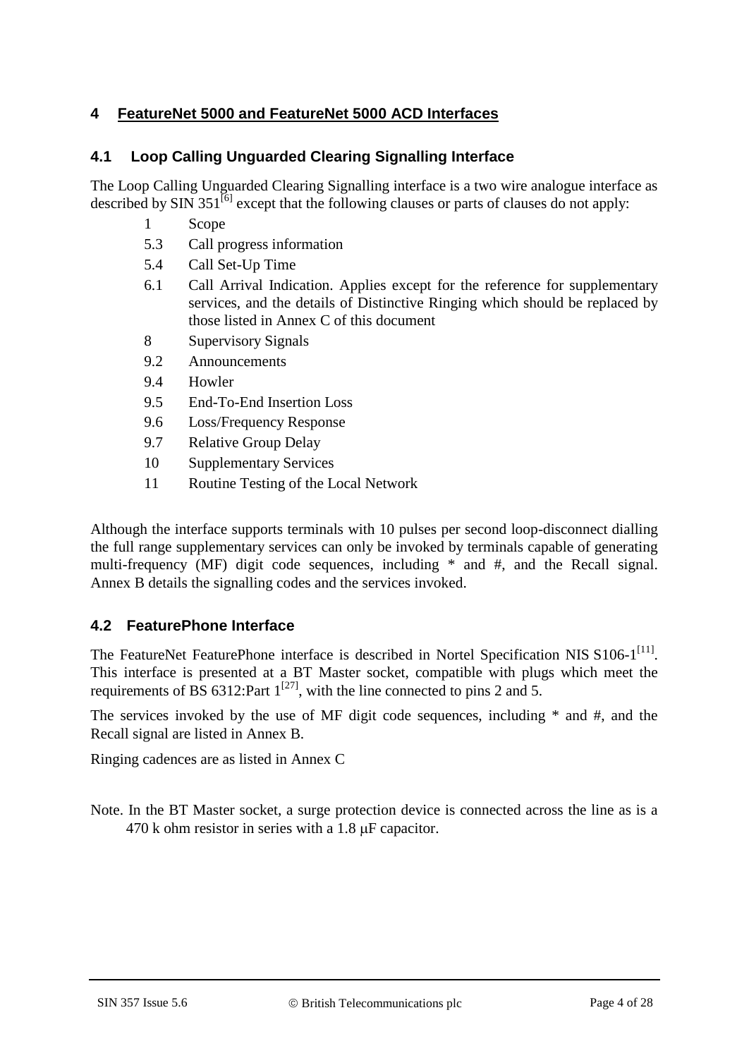# 4 FeatureNet 5000 and FeatureNet 5000 ACD Interfaces

## 4.1 Loop Calling Unguarded Clearing Signalling Interface

The Loop Calling Unguarded Clearing Signalling interface is a two wire analogue interface as described by SIN 351[6] except that the following clauses or parts of clauses do not apply:

- 1 Scope
- 5.3 Call progress information
- 5.4 Call Set-Up Time
- 6.1 Call Arrival Indication. Applies except for the reference for supplementary services, and the details of Distinctive Ringing which should be replaced by those listed in Annex C of this document
- 8 Supervisory Signals
- 9.2 Announcements
- 9.4 Howler
- 9.5 End-To-End Insertion Loss
- 9.6 Loss/Frequency Response
- 9.7 Relative Group Delay
- 10 Supplementary Services
- 11 Routine Testing of the Local Network

Although the interface supports terminals with 10 pulses per second loop-disconnect dialling the full range supplementary services can only be invoked by terminals capable of generating multi-frequency (MF) digit code sequences, including * and #, and the Recall signal. Annex B details the signalling codes and the services invoked.

## 4.2 FeaturePhone Interface

The FeatureNet FeaturePhone interface is described in Nortel Specification NIS S106-1[11]. This interface is presented at a BT Master socket, compatible with plugs which meet the requirements of BS 6312:Part 1[27], with the line connected to pins 2 and 5.

The services invoked by the use of MF digit code sequences, including * and #, and the Recall signal are listed in Annex B.

Ringing cadences are as listed in Annex C

Note. In the BT Master socket, a surge protection device is connected across the line as is a 470 k ohm resistor in series with a 1.8 μF capacitor.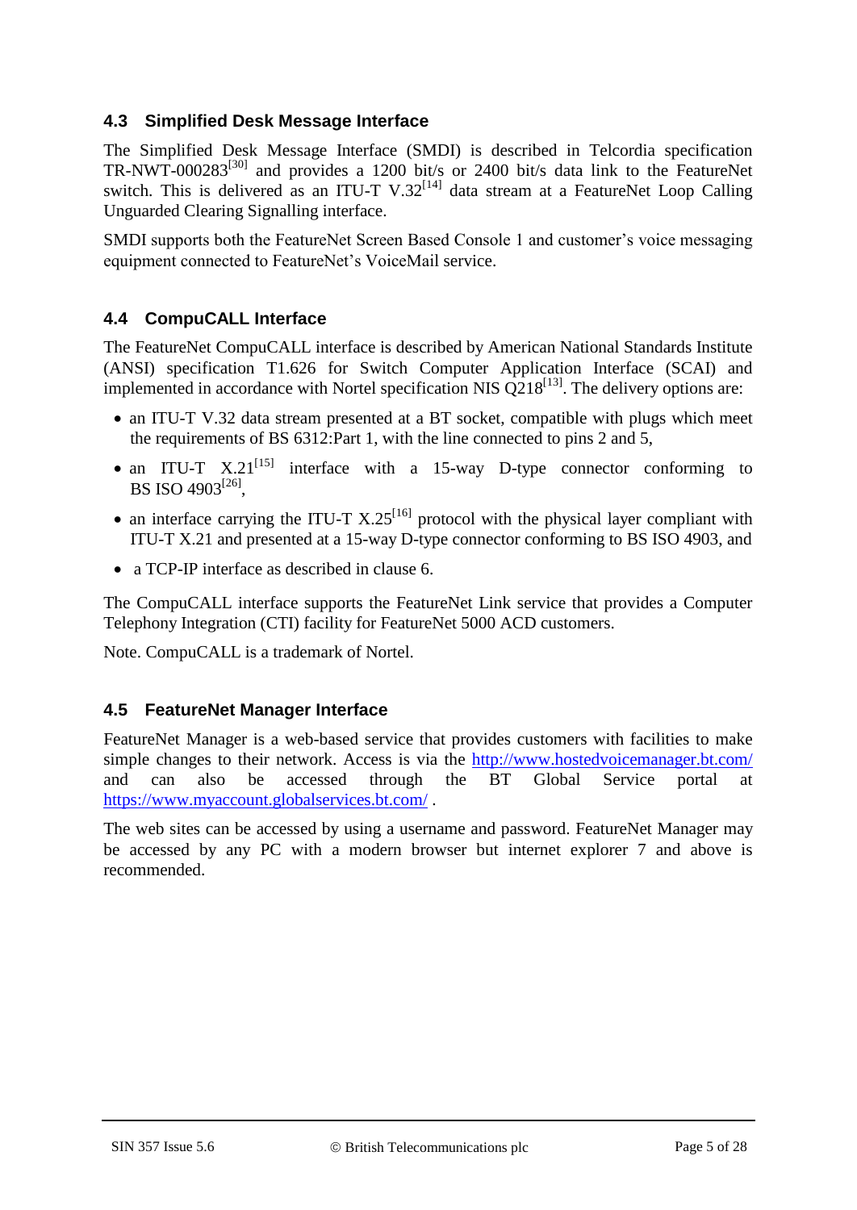## 4.3 Simplified Desk Message Interface

The Simplified Desk Message Interface (SMDI) is described in Telcordia specification TR-NWT-000283[30] and provides a 1200 bit/s or 2400 bit/s data link to the FeatureNet switch. This is delivered as an ITU-T V.32[14] data stream at a FeatureNet Loop Calling Unguarded Clearing Signalling interface.

SMDI supports both the FeatureNet Screen Based Console 1 and customer's voice messaging equipment connected to FeatureNet's VoiceMail service.

## 4.4 CompuCALL Interface

The FeatureNet CompuCALL interface is described by American National Standards Institute (ANSI) specification T1.626 for Switch Computer Application Interface (SCAI) and implemented in accordance with Nortel specification NIS Q218[13]. The delivery options are:

- an ITU-T V.32 data stream presented at a BT socket, compatible with plugs which meet the requirements of BS 6312:Part 1, with the line connected to pins 2 and 5,
- an ITU-T X.21[15] interface with a 15-way D-type connector conforming to BS ISO 4903[26],
- an interface carrying the ITU-T X.25[16] protocol with the physical layer compliant with ITU-T X.21 and presented at a 15-way D-type connector conforming to BS ISO 4903, and
- a TCP-IP interface as described in clause 6.

The CompuCALL interface supports the FeatureNet Link service that provides a Computer Telephony Integration (CTI) facility for FeatureNet 5000 ACD customers.

Note. CompuCALL is a trademark of Nortel.

## 4.5 FeatureNet Manager Interface

FeatureNet Manager is a web-based service that provides customers with facilities to make simple changes to their network. Access is via the http://www.hostedvoicemanager.bt.com/ and can also be accessed through the BT Global Service portal at https://www.myaccount.globalservices.bt.com/ .

The web sites can be accessed by using a username and password. FeatureNet Manager may be accessed by any PC with a modern browser but internet explorer 7 and above is recommended.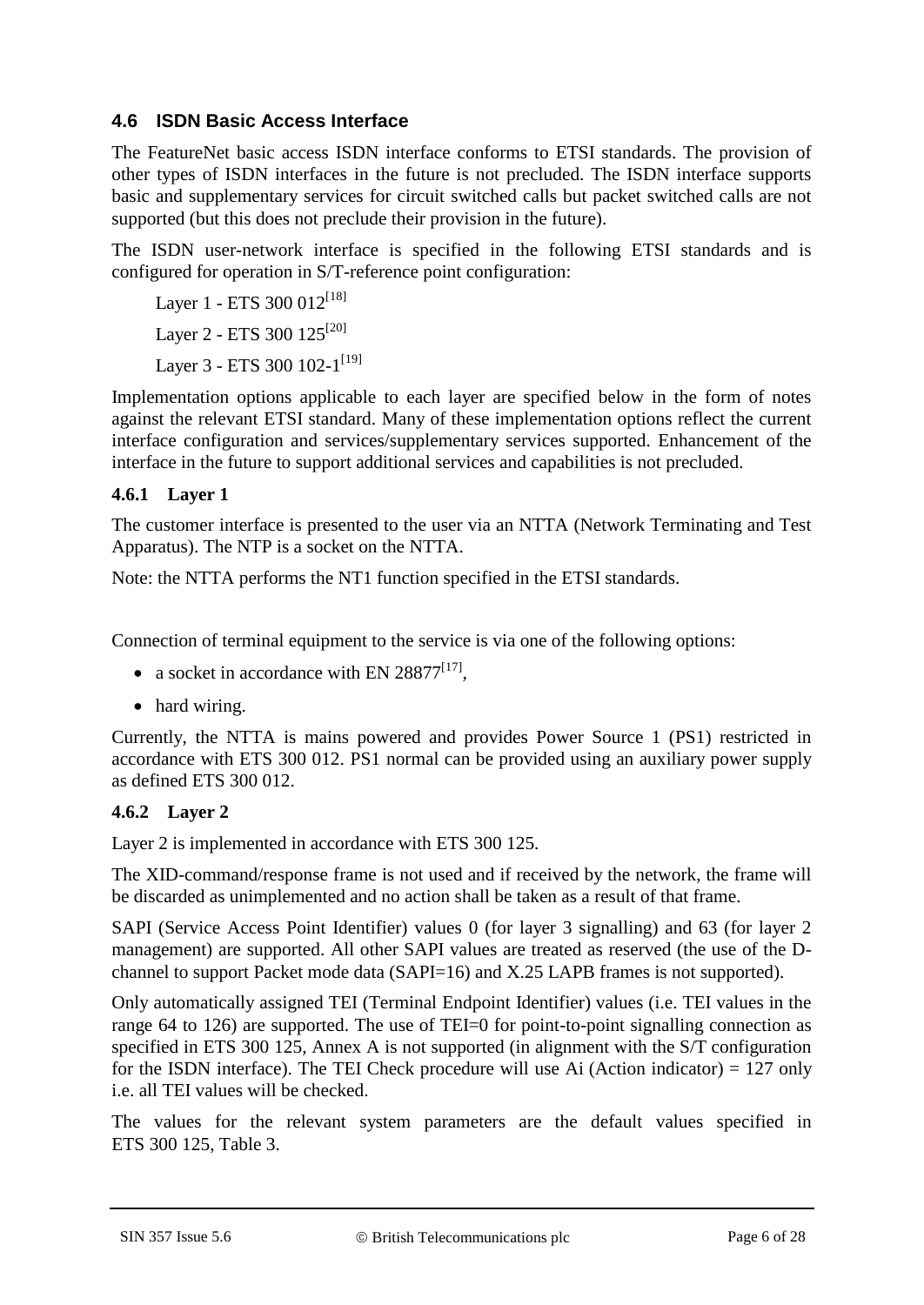## 4.6 ISDN Basic Access Interface

The FeatureNet basic access ISDN interface conforms to ETSI standards. The provision of other types of ISDN interfaces in the future is not precluded. The ISDN interface supports basic and supplementary services for circuit switched calls but packet switched calls are not supported (but this does not preclude their provision in the future).

The ISDN user-network interface is specified in the following ETSI standards and is configured for operation in S/T-reference point configuration:

Layer 1 - ETS 300 012[18]

Layer 2 - ETS 300 125[20]

Layer 3 - ETS 300 102-1[19]

Implementation options applicable to each layer are specified below in the form of notes against the relevant ETSI standard. Many of these implementation options reflect the current interface configuration and services/supplementary services supported. Enhancement of the interface in the future to support additional services and capabilities is not precluded.

### 4.6.1 Layer 1

The customer interface is presented to the user via an NTTA (Network Terminating and Test Apparatus). The NTP is a socket on the NTTA.

Note: the NTTA performs the NT1 function specified in the ETSI standards.

Connection of terminal equipment to the service is via one of the following options:

- a socket in accordance with EN 28877[17],
- hard wiring.

Currently, the NTTA is mains powered and provides Power Source 1 (PS1) restricted in accordance with ETS 300 012. PS1 normal can be provided using an auxiliary power supply as defined ETS 300 012.

### 4.6.2 Layer 2

Layer 2 is implemented in accordance with ETS 300 125.

The XID-command/response frame is not used and if received by the network, the frame will be discarded as unimplemented and no action shall be taken as a result of that frame.

SAPI (Service Access Point Identifier) values 0 (for layer 3 signalling) and 63 (for layer 2 management) are supported. All other SAPI values are treated as reserved (the use of the D-channel to support Packet mode data (SAPI=16) and X.25 LAPB frames is not supported).

Only automatically assigned TEI (Terminal Endpoint Identifier) values (i.e. TEI values in the range 64 to 126) are supported. The use of TEI=0 for point-to-point signalling connection as specified in ETS 300 125, Annex A is not supported (in alignment with the S/T configuration for the ISDN interface). The TEI Check procedure will use Ai (Action indicator) = 127 only i.e. all TEI values will be checked.

The values for the relevant system parameters are the default values specified in ETS 300 125, Table 3.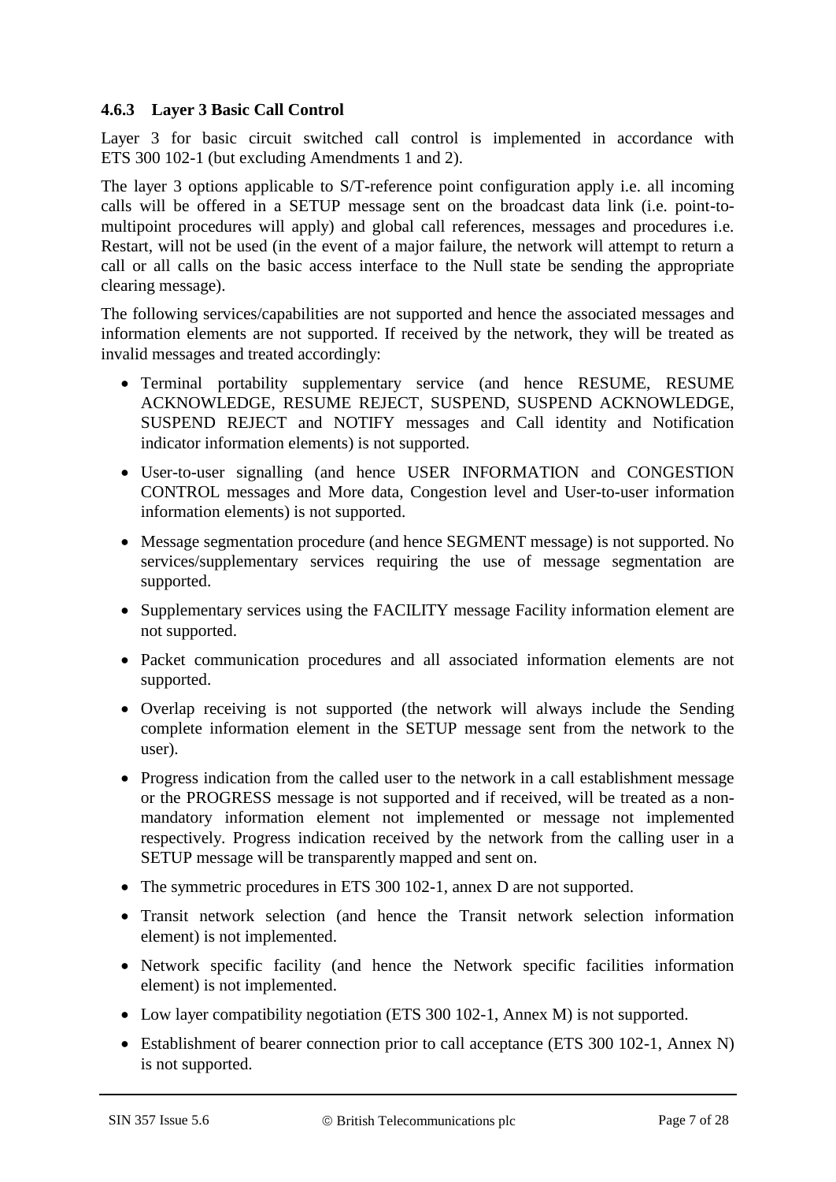#### 4.6.3 Layer 3 Basic Call Control

Layer 3 for basic circuit switched call control is implemented in accordance with ETS 300 102-1 (but excluding Amendments 1 and 2).

The layer 3 options applicable to S/T-reference point configuration apply i.e. all incoming calls will be offered in a SETUP message sent on the broadcast data link (i.e. point-to-multipoint procedures will apply) and global call references, messages and procedures i.e. Restart, will not be used (in the event of a major failure, the network will attempt to return a call or all calls on the basic access interface to the Null state be sending the appropriate clearing message).

The following services/capabilities are not supported and hence the associated messages and information elements are not supported. If received by the network, they will be treated as invalid messages and treated accordingly:

- Terminal portability supplementary service (and hence RESUME, RESUME ACKNOWLEDGE, RESUME REJECT, SUSPEND, SUSPEND ACKNOWLEDGE, SUSPEND REJECT and NOTIFY messages and Call identity and Notification indicator information elements) is not supported.
- User-to-user signalling (and hence USER INFORMATION and CONGESTION CONTROL messages and More data, Congestion level and User-to-user information information elements) is not supported.
- Message segmentation procedure (and hence SEGMENT message) is not supported. No services/supplementary services requiring the use of message segmentation are supported.
- Supplementary services using the FACILITY message Facility information element are not supported.
- Packet communication procedures and all associated information elements are not supported.
- Overlap receiving is not supported (the network will always include the Sending complete information element in the SETUP message sent from the network to the user).
- Progress indication from the called user to the network in a call establishment message or the PROGRESS message is not supported and if received, will be treated as a non-mandatory information element not implemented or message not implemented respectively. Progress indication received by the network from the calling user in a SETUP message will be transparently mapped and sent on.
- The symmetric procedures in ETS 300 102-1, annex D are not supported.
- Transit network selection (and hence the Transit network selection information element) is not implemented.
- Network specific facility (and hence the Network specific facilities information element) is not implemented.
- Low layer compatibility negotiation (ETS 300 102-1, Annex M) is not supported.
- Establishment of bearer connection prior to call acceptance (ETS 300 102-1, Annex N) is not supported.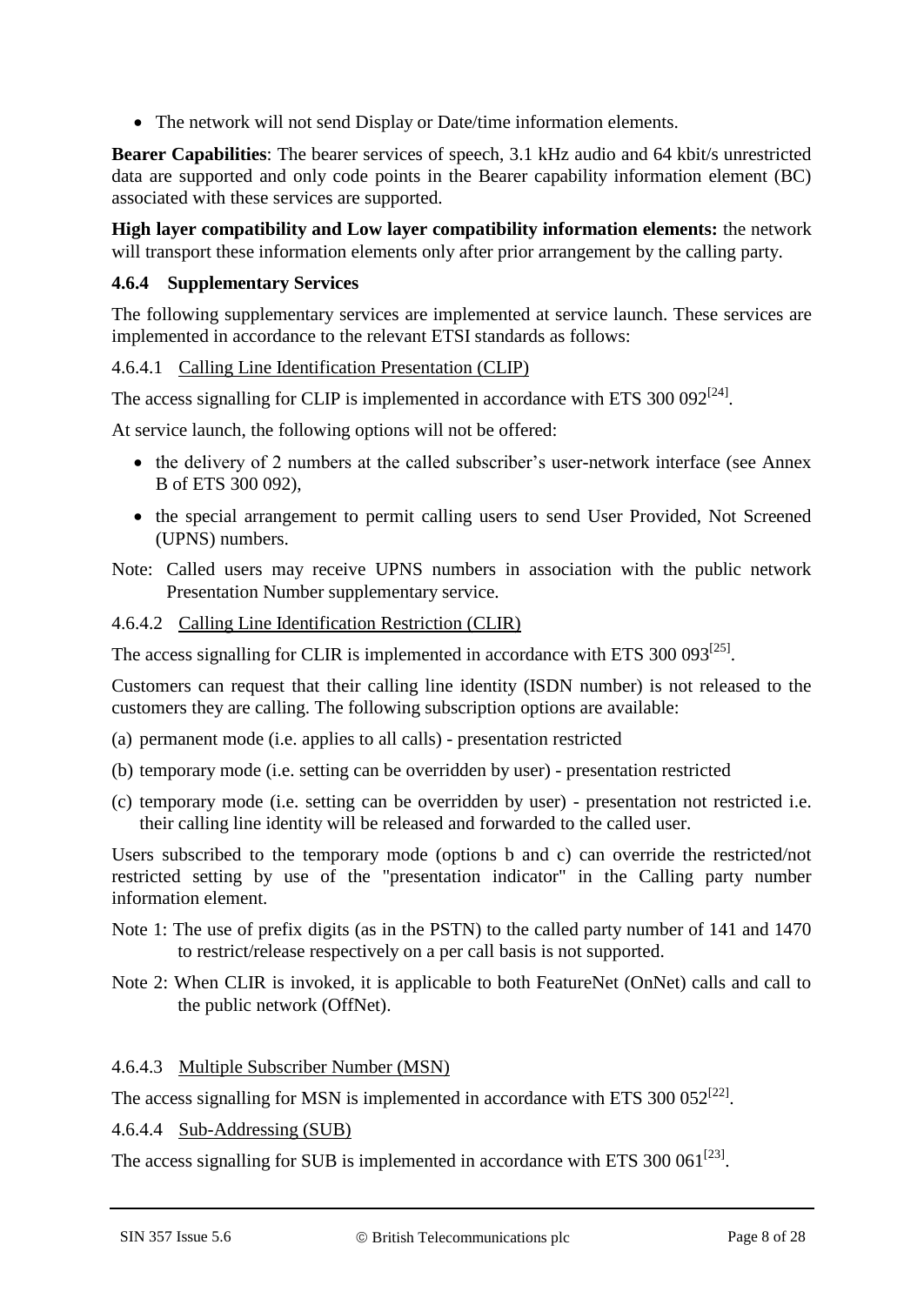- The network will not send Display or Date/time information elements.

**Bearer Capabilities**: The bearer services of speech, 3.1 kHz audio and 64 kbit/s unrestricted data are supported and only code points in the Bearer capability information element (BC) associated with these services are supported.

**High layer compatibility and Low layer compatibility information elements:** the network will transport these information elements only after prior arrangement by the calling party.

#### 4.6.4 Supplementary Services

The following supplementary services are implemented at service launch. These services are implemented in accordance to the relevant ETSI standards as follows:

##### 4.6.4.1 Calling Line Identification Presentation (CLIP)

The access signalling for CLIP is implemented in accordance with ETS 300 092[24].

At service launch, the following options will not be offered:

- the delivery of 2 numbers at the called subscriber's user-network interface (see Annex B of ETS 300 092),
- the special arrangement to permit calling users to send User Provided, Not Screened (UPNS) numbers.

Note: Called users may receive UPNS numbers in association with the public network Presentation Number supplementary service.

##### 4.6.4.2 Calling Line Identification Restriction (CLIR)

The access signalling for CLIR is implemented in accordance with ETS 300 093[25].

Customers can request that their calling line identity (ISDN number) is not released to the customers they are calling. The following subscription options are available:

(a) permanent mode (i.e. applies to all calls) - presentation restricted

(b) temporary mode (i.e. setting can be overridden by user) - presentation restricted

(c) temporary mode (i.e. setting can be overridden by user) - presentation not restricted i.e. their calling line identity will be released and forwarded to the called user.

Users subscribed to the temporary mode (options b and c) can override the restricted/not restricted setting by use of the "presentation indicator" in the Calling party number information element.

Note 1: The use of prefix digits (as in the PSTN) to the called party number of 141 and 1470 to restrict/release respectively on a per call basis is not supported.

Note 2: When CLIR is invoked, it is applicable to both FeatureNet (OnNet) calls and call to the public network (OffNet).

##### 4.6.4.3 Multiple Subscriber Number (MSN)

The access signalling for MSN is implemented in accordance with ETS 300 052[22].

##### 4.6.4.4 Sub-Addressing (SUB)

The access signalling for SUB is implemented in accordance with ETS 300 061[23].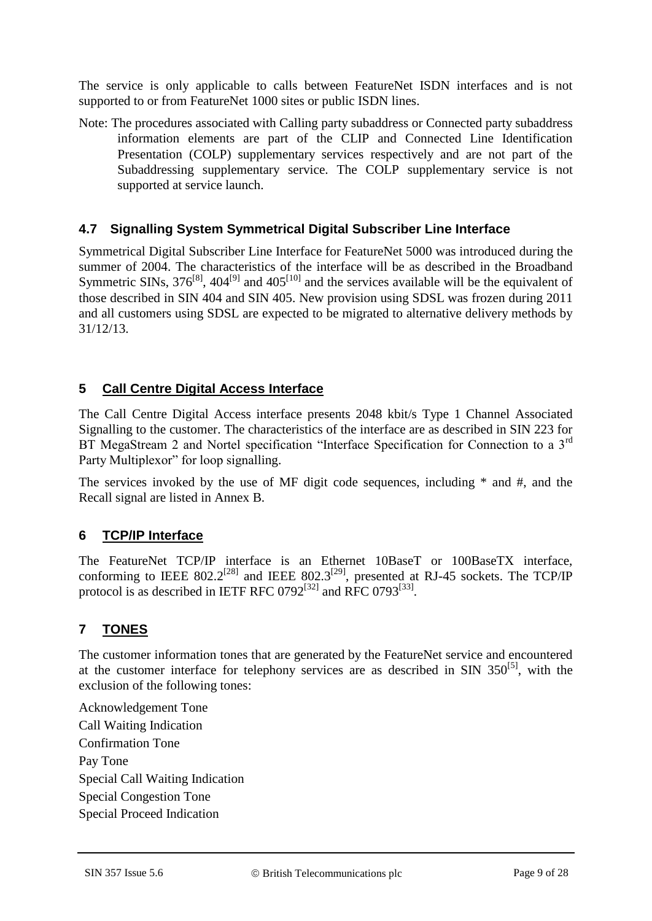The service is only applicable to calls between FeatureNet ISDN interfaces and is not supported to or from FeatureNet 1000 sites or public ISDN lines.

Note: The procedures associated with Calling party subaddress or Connected party subaddress information elements are part of the CLIP and Connected Line Identification Presentation (COLP) supplementary services respectively and are not part of the Subaddressing supplementary service. The COLP supplementary service is not supported at service launch.

### 4.7 Signalling System Symmetrical Digital Subscriber Line Interface

Symmetrical Digital Subscriber Line Interface for FeatureNet 5000 was introduced during the summer of 2004. The characteristics of the interface will be as described in the Broadband Symmetric SINs, 376[8], 404[9] and 405[10] and the services available will be the equivalent of those described in SIN 404 and SIN 405. New provision using SDSL was frozen during 2011 and all customers using SDSL are expected to be migrated to alternative delivery methods by 31/12/13.

## 5 Call Centre Digital Access Interface

The Call Centre Digital Access interface presents 2048 kbit/s Type 1 Channel Associated Signalling to the customer. The characteristics of the interface are as described in SIN 223 for BT MegaStream 2 and Nortel specification "Interface Specification for Connection to a 3rd Party Multiplexor" for loop signalling.

The services invoked by the use of MF digit code sequences, including * and #, and the Recall signal are listed in Annex B.

## 6 TCP/IP Interface

The FeatureNet TCP/IP interface is an Ethernet 10BaseT or 100BaseTX interface, conforming to IEEE 802.2[28] and IEEE 802.3[29], presented at RJ-45 sockets. The TCP/IP protocol is as described in IETF RFC 0792[32] and RFC 0793[33].

## 7 TONES

The customer information tones that are generated by the FeatureNet service and encountered at the customer interface for telephony services are as described in SIN 350[5], with the exclusion of the following tones:

Acknowledgement Tone
Call Waiting Indication
Confirmation Tone
Pay Tone
Special Call Waiting Indication
Special Congestion Tone
Special Proceed Indication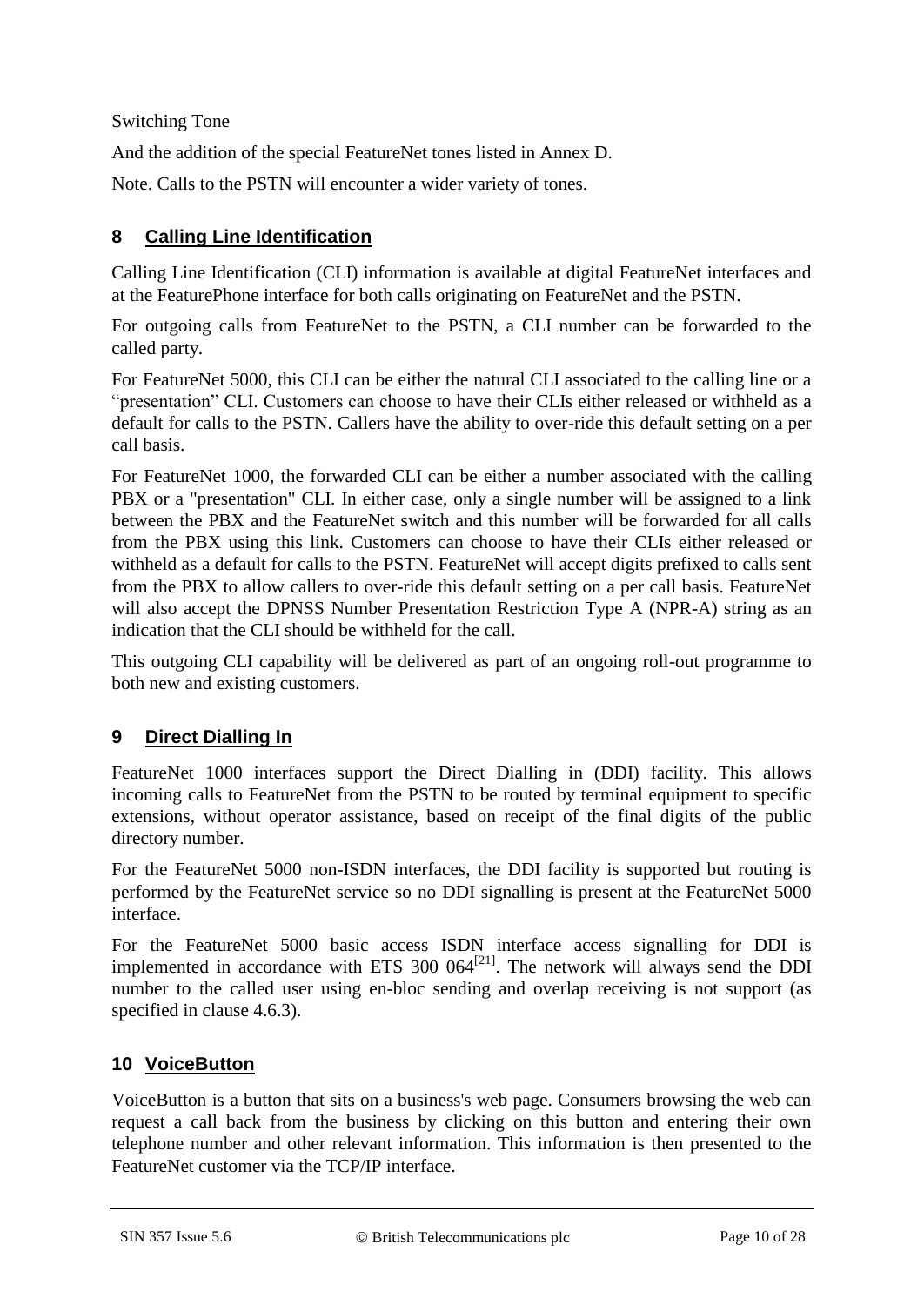Switching Tone

And the addition of the special FeatureNet tones listed in Annex D.

Note. Calls to the PSTN will encounter a wider variety of tones.

## 8 Calling Line Identification

Calling Line Identification (CLI) information is available at digital FeatureNet interfaces and at the FeaturePhone interface for both calls originating on FeatureNet and the PSTN.

For outgoing calls from FeatureNet to the PSTN, a CLI number can be forwarded to the called party.

For FeatureNet 5000, this CLI can be either the natural CLI associated to the calling line or a "presentation" CLI. Customers can choose to have their CLIs either released or withheld as a default for calls to the PSTN. Callers have the ability to over-ride this default setting on a per call basis.

For FeatureNet 1000, the forwarded CLI can be either a number associated with the calling PBX or a "presentation" CLI. In either case, only a single number will be assigned to a link between the PBX and the FeatureNet switch and this number will be forwarded for all calls from the PBX using this link. Customers can choose to have their CLIs either released or withheld as a default for calls to the PSTN. FeatureNet will accept digits prefixed to calls sent from the PBX to allow callers to over-ride this default setting on a per call basis. FeatureNet will also accept the DPNSS Number Presentation Restriction Type A (NPR-A) string as an indication that the CLI should be withheld for the call.

This outgoing CLI capability will be delivered as part of an ongoing roll-out programme to both new and existing customers.

## 9 Direct Dialling In

FeatureNet 1000 interfaces support the Direct Dialling in (DDI) facility. This allows incoming calls to FeatureNet from the PSTN to be routed by terminal equipment to specific extensions, without operator assistance, based on receipt of the final digits of the public directory number.

For the FeatureNet 5000 non-ISDN interfaces, the DDI facility is supported but routing is performed by the FeatureNet service so no DDI signalling is present at the FeatureNet 5000 interface.

For the FeatureNet 5000 basic access ISDN interface access signalling for DDI is implemented in accordance with ETS 300 064[21]. The network will always send the DDI number to the called user using en-bloc sending and overlap receiving is not support (as specified in clause 4.6.3).

## 10 VoiceButton

VoiceButton is a button that sits on a business's web page. Consumers browsing the web can request a call back from the business by clicking on this button and entering their own telephone number and other relevant information. This information is then presented to the FeatureNet customer via the TCP/IP interface.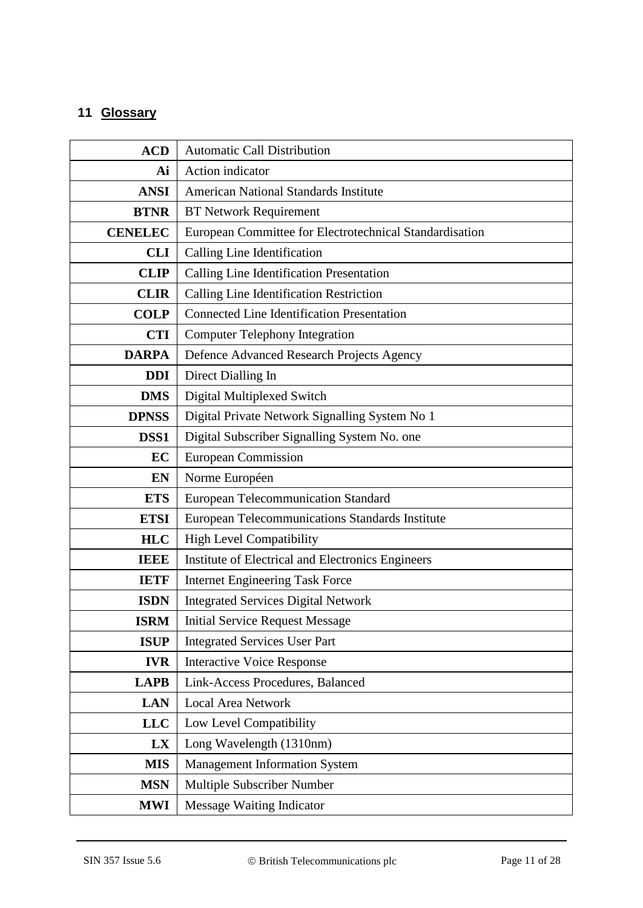## 11 Glossary

| | |
|---|---|
| **ACD** | Automatic Call Distribution |
| **Ai** | Action indicator |
| **ANSI** | American National Standards Institute |
| **BTNR** | BT Network Requirement |
| **CENELEC** | European Committee for Electrotechnical Standardisation |
| **CLI** | Calling Line Identification |
| **CLIP** | Calling Line Identification Presentation |
| **CLIR** | Calling Line Identification Restriction |
| **COLP** | Connected Line Identification Presentation |
| **CTI** | Computer Telephony Integration |
| **DARPA** | Defence Advanced Research Projects Agency |
| **DDI** | Direct Dialling In |
| **DMS** | Digital Multiplexed Switch |
| **DPNSS** | Digital Private Network Signalling System No 1 |
| **DSS1** | Digital Subscriber Signalling System No. one |
| **EC** | European Commission |
| **EN** | Norme Européen |
| **ETS** | European Telecommunication Standard |
| **ETSI** | European Telecommunications Standards Institute |
| **HLC** | High Level Compatibility |
| **IEEE** | Institute of Electrical and Electronics Engineers |
| **IETF** | Internet Engineering Task Force |
| **ISDN** | Integrated Services Digital Network |
| **ISRM** | Initial Service Request Message |
| **ISUP** | Integrated Services User Part |
| **IVR** | Interactive Voice Response |
| **LAPB** | Link-Access Procedures, Balanced |
| **LAN** | Local Area Network |
| **LLC** | Low Level Compatibility |
| **LX** | Long Wavelength (1310nm) |
| **MIS** | Management Information System |
| **MSN** | Multiple Subscriber Number |
| **MWI** | Message Waiting Indicator |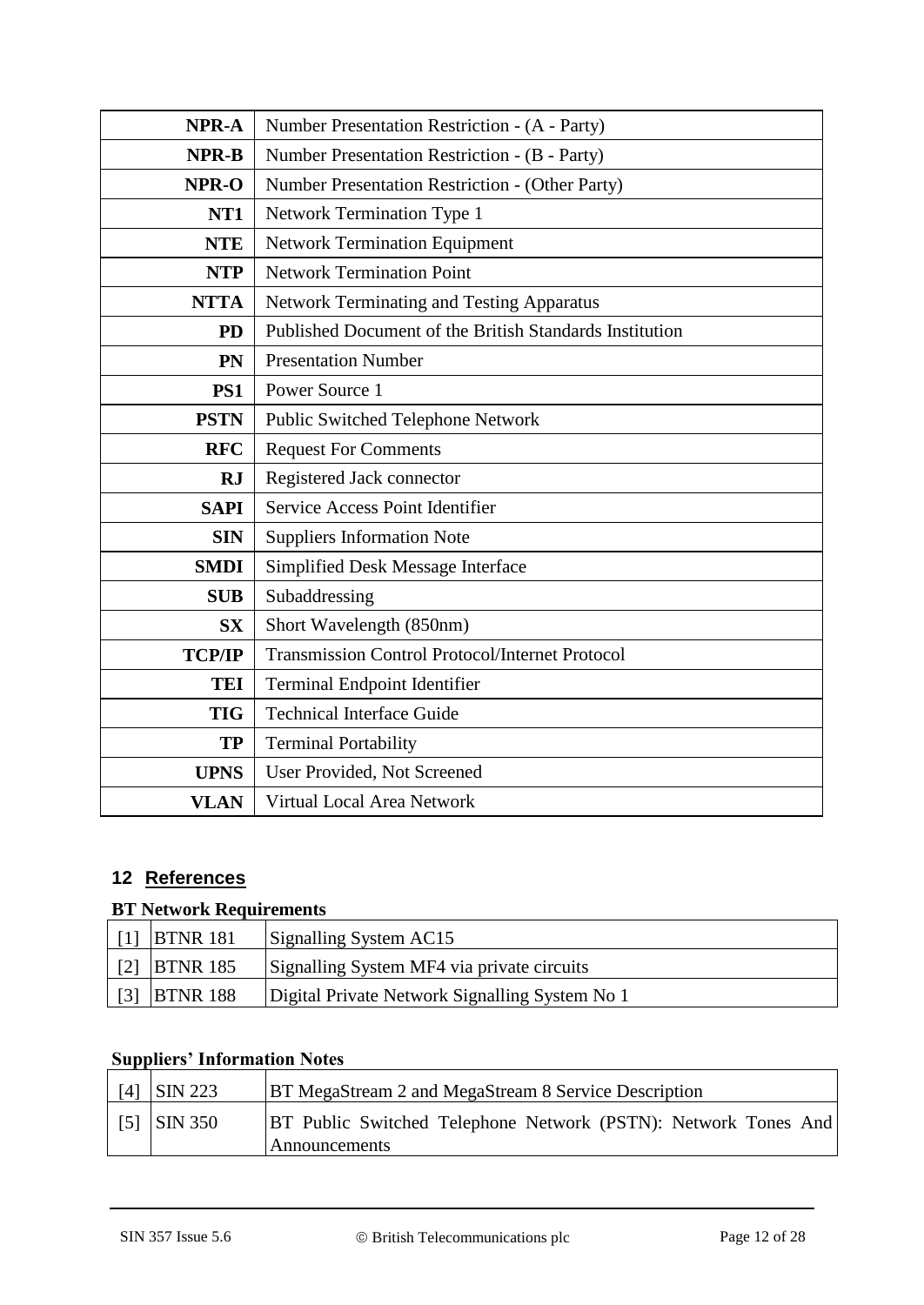| | |
|---|---|
| **NPR-A** | Number Presentation Restriction - (A - Party) |
| **NPR-B** | Number Presentation Restriction - (B - Party) |
| **NPR-O** | Number Presentation Restriction - (Other Party) |
| **NT1** | Network Termination Type 1 |
| **NTE** | Network Termination Equipment |
| **NTP** | Network Termination Point |
| **NTTA** | Network Terminating and Testing Apparatus |
| **PD** | Published Document of the British Standards Institution |
| **PN** | Presentation Number |
| **PS1** | Power Source 1 |
| **PSTN** | Public Switched Telephone Network |
| **RFC** | Request For Comments |
| **RJ** | Registered Jack connector |
| **SAPI** | Service Access Point Identifier |
| **SIN** | Suppliers Information Note |
| **SMDI** | Simplified Desk Message Interface |
| **SUB** | Subaddressing |
| **SX** | Short Wavelength (850nm) |
| **TCP/IP** | Transmission Control Protocol/Internet Protocol |
| **TEI** | Terminal Endpoint Identifier |
| **TIG** | Technical Interface Guide |
| **TP** | Terminal Portability |
| **UPNS** | User Provided, Not Screened |
| **VLAN** | Virtual Local Area Network |

## 12 References

**BT Network Requirements**

| | | |
|---|---|---|
| [1] | BTNR 181 | Signalling System AC15 |
| [2] | BTNR 185 | Signalling System MF4 via private circuits |
| [3] | BTNR 188 | Digital Private Network Signalling System No 1 |

**Suppliers' Information Notes**

| | | |
|---|---|---|
| [4] | SIN 223 | BT MegaStream 2 and MegaStream 8 Service Description |
| [5] | SIN 350 | BT Public Switched Telephone Network (PSTN): Network Tones And Announcements |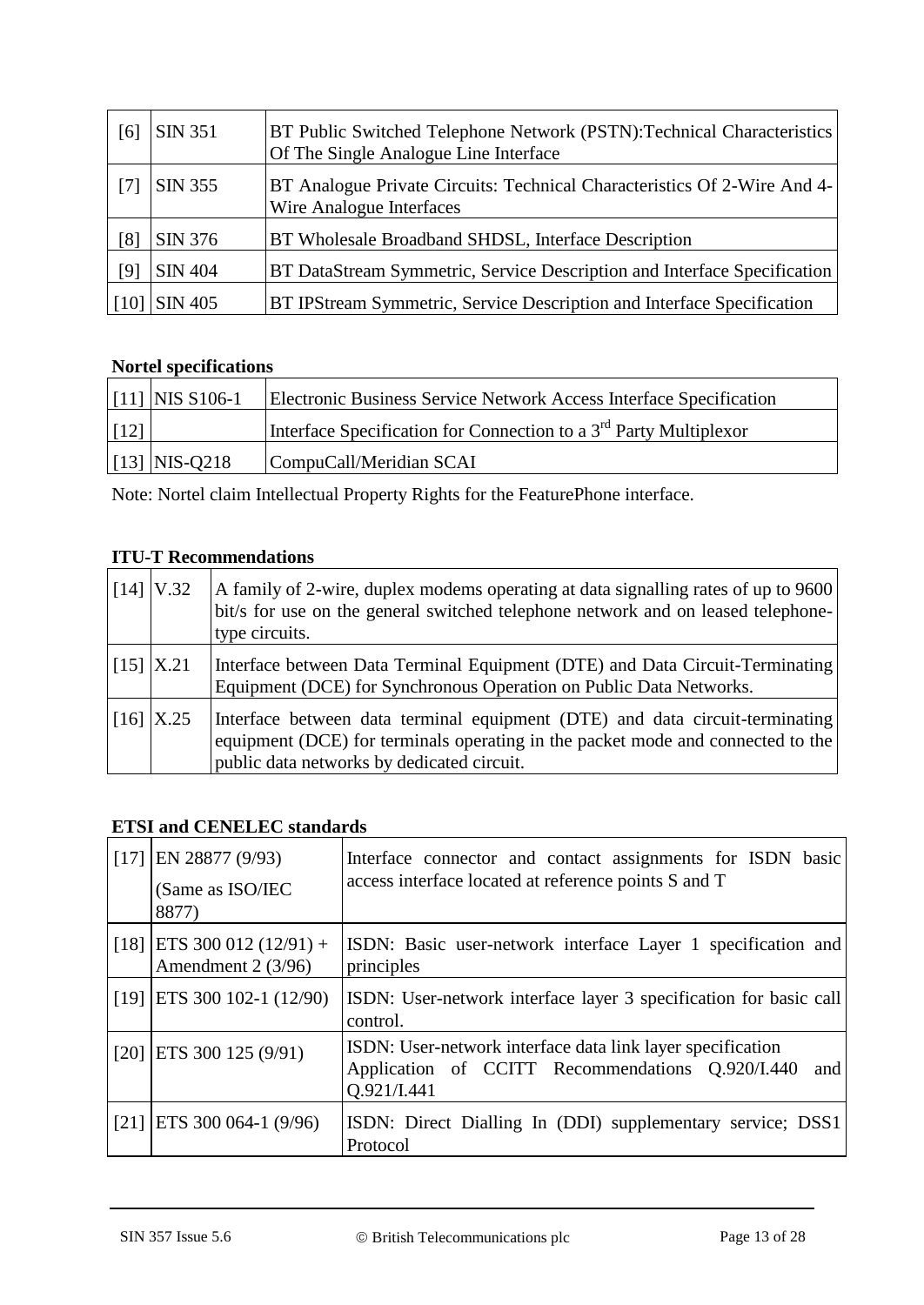| | | |
|---|---|---|
| [6] | SIN 351 | BT Public Switched Telephone Network (PSTN):Technical Characteristics Of The Single Analogue Line Interface |
| [7] | SIN 355 | BT Analogue Private Circuits: Technical Characteristics Of 2-Wire And 4-Wire Analogue Interfaces |
| [8] | SIN 376 | BT Wholesale Broadband SHDSL, Interface Description |
| [9] | SIN 404 | BT DataStream Symmetric, Service Description and Interface Specification |
| [10] | SIN 405 | BT IPStream Symmetric, Service Description and Interface Specification |

**Nortel specifications**

| | | |
|---|---|---|
| [11] | NIS S106-1 | Electronic Business Service Network Access Interface Specification |
| [12] | | Interface Specification for Connection to a 3rd Party Multiplexor |
| [13] | NIS-Q218 | CompuCall/Meridian SCAI |

Note: Nortel claim Intellectual Property Rights for the FeaturePhone interface.

**ITU-T Recommendations**

| | | |
|---|---|---|
| [14] | V.32 | A family of 2-wire, duplex modems operating at data signalling rates of up to 9600 bit/s for use on the general switched telephone network and on leased telephone-type circuits. |
| [15] | X.21 | Interface between Data Terminal Equipment (DTE) and Data Circuit-Terminating Equipment (DCE) for Synchronous Operation on Public Data Networks. |
| [16] | X.25 | Interface between data terminal equipment (DTE) and data circuit-terminating equipment (DCE) for terminals operating in the packet mode and connected to the public data networks by dedicated circuit. |

**ETSI and CENELEC standards**

| | | |
|---|---|---|
| [17] | EN 28877 (9/93) (Same as ISO/IEC 8877) | Interface connector and contact assignments for ISDN basic access interface located at reference points S and T |
| [18] | ETS 300 012 (12/91) + Amendment 2 (3/96) | ISDN: Basic user-network interface Layer 1 specification and principles |
| [19] | ETS 300 102-1 (12/90) | ISDN: User-network interface layer 3 specification for basic call control. |
| [20] | ETS 300 125 (9/91) | ISDN: User-network interface data link layer specification Application of CCITT Recommendations Q.920/I.440 and Q.921/I.441 |
| [21] | ETS 300 064-1 (9/96) | ISDN: Direct Dialling In (DDI) supplementary service; DSS1 Protocol |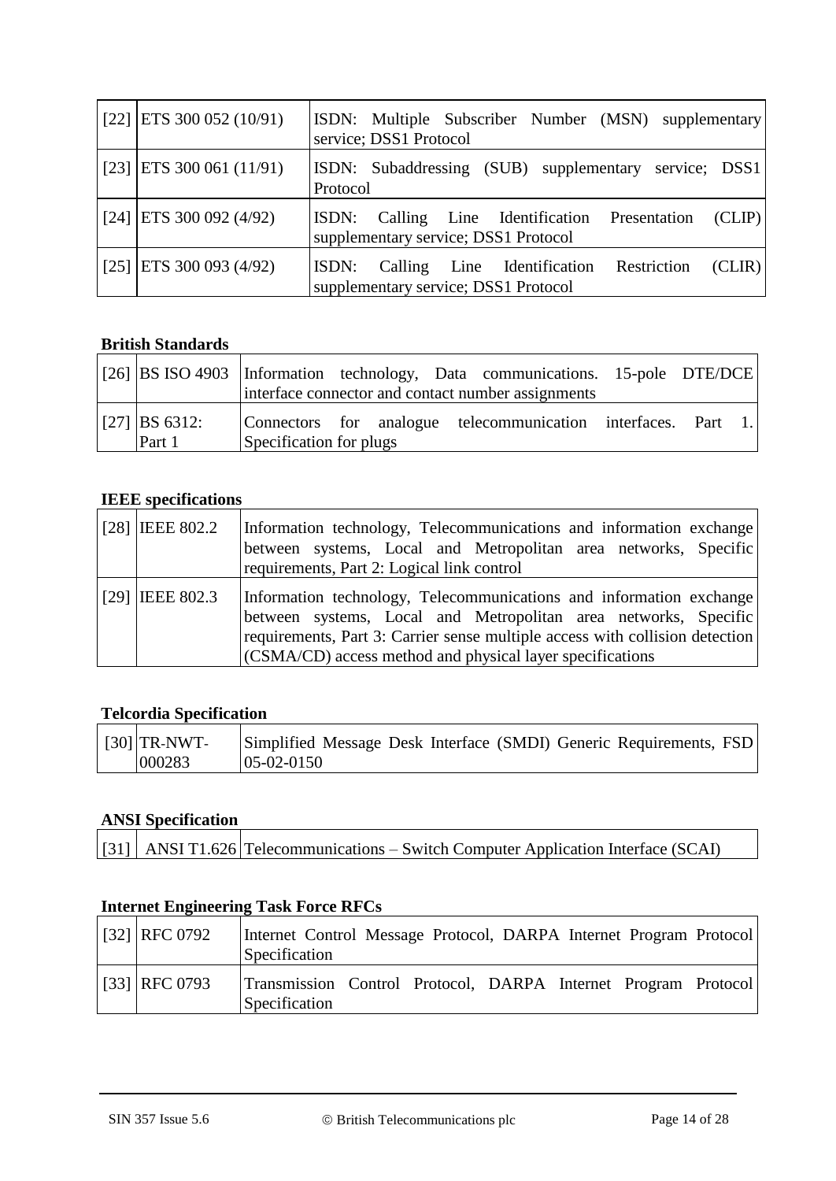| | | |
|---|---|---|
| [22] | ETS 300 052 (10/91) | ISDN: Multiple Subscriber Number (MSN) supplementary service; DSS1 Protocol |
| [23] | ETS 300 061 (11/91) | ISDN: Subaddressing (SUB) supplementary service; DSS1 Protocol |
| [24] | ETS 300 092 (4/92) | ISDN: Calling Line Identification Presentation (CLIP) supplementary service; DSS1 Protocol |
| [25] | ETS 300 093 (4/92) | ISDN: Calling Line Identification Restriction (CLIR) supplementary service; DSS1 Protocol |

**British Standards**

| | | |
|---|---|---|
| [26] | BS ISO 4903 | Information technology, Data communications. 15-pole DTE/DCE interface connector and contact number assignments |
| [27] | BS 6312: Part 1 | Connectors for analogue telecommunication interfaces. Part 1. Specification for plugs |

**IEEE specifications**

| | | |
|---|---|---|
| [28] | IEEE 802.2 | Information technology, Telecommunications and information exchange between systems, Local and Metropolitan area networks, Specific requirements, Part 2: Logical link control |
| [29] | IEEE 802.3 | Information technology, Telecommunications and information exchange between systems, Local and Metropolitan area networks, Specific requirements, Part 3: Carrier sense multiple access with collision detection (CSMA/CD) access method and physical layer specifications |

**Telcordia Specification**

| | | |
|---|---|---|
| [30] | TR-NWT-000283 | Simplified Message Desk Interface (SMDI) Generic Requirements, FSD 05-02-0150 |

**ANSI Specification**

| | | |
|---|---|---|
| [31] | ANSI T1.626 | Telecommunications – Switch Computer Application Interface (SCAI) |

**Internet Engineering Task Force RFCs**

| | | |
|---|---|---|
| [32] | RFC 0792 | Internet Control Message Protocol, DARPA Internet Program Protocol Specification |
| [33] | RFC 0793 | Transmission Control Protocol, DARPA Internet Program Protocol Specification |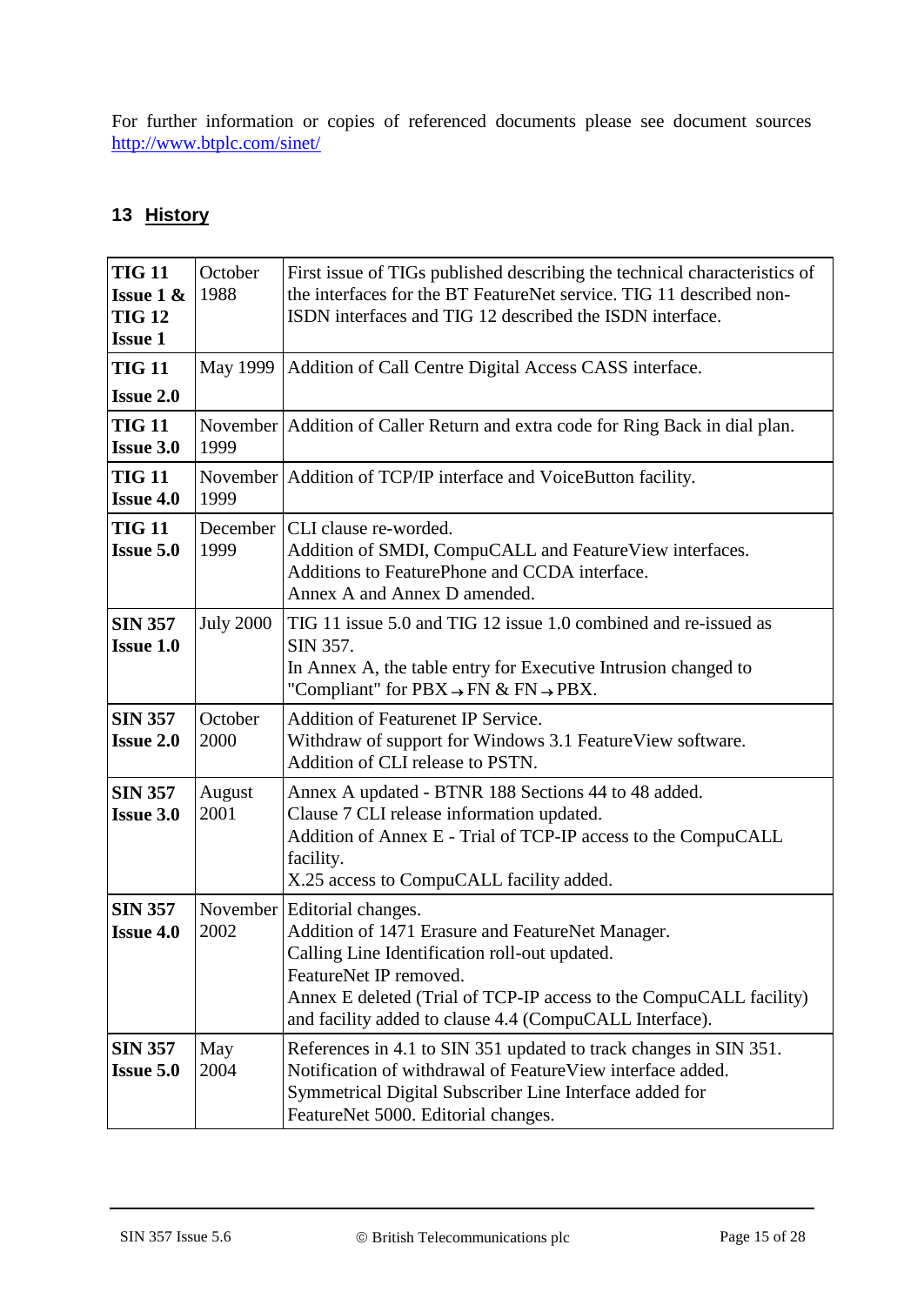For further information or copies of referenced documents please see document sources http://www.btplc.com/sinet/

## 13 History

| | | |
|---|---|---|
| **TIG 11 Issue 1 & TIG 12 Issue 1** | October 1988 | First issue of TIGs published describing the technical characteristics of the interfaces for the BT FeatureNet service. TIG 11 described non-ISDN interfaces and TIG 12 described the ISDN interface. |
| **TIG 11 Issue 2.0** | May 1999 | Addition of Call Centre Digital Access CASS interface. |
| **TIG 11 Issue 3.0** | November 1999 | Addition of Caller Return and extra code for Ring Back in dial plan. |
| **TIG 11 Issue 4.0** | November 1999 | Addition of TCP/IP interface and VoiceButton facility. |
| **TIG 11 Issue 5.0** | December 1999 | CLI clause re-worded.<br>Addition of SMDI, CompuCALL and FeatureView interfaces.<br>Additions to FeaturePhone and CCDA interface.<br>Annex A and Annex D amended. |
| **SIN 357 Issue 1.0** | July 2000 | TIG 11 issue 5.0 and TIG 12 issue 1.0 combined and re-issued as SIN 357.<br>In Annex A, the table entry for Executive Intrusion changed to "Compliant" for PBX→FN & FN→PBX. |
| **SIN 357 Issue 2.0** | October 2000 | Addition of Featurenet IP Service.<br>Withdraw of support for Windows 3.1 FeatureView software.<br>Addition of CLI release to PSTN. |
| **SIN 357 Issue 3.0** | August 2001 | Annex A updated - BTNR 188 Sections 44 to 48 added.<br>Clause 7 CLI release information updated.<br>Addition of Annex E - Trial of TCP-IP access to the CompuCALL facility.<br>X.25 access to CompuCALL facility added. |
| **SIN 357 Issue 4.0** | November 2002 | Editorial changes.<br>Addition of 1471 Erasure and FeatureNet Manager.<br>Calling Line Identification roll-out updated.<br>FeatureNet IP removed.<br>Annex E deleted (Trial of TCP-IP access to the CompuCALL facility) and facility added to clause 4.4 (CompuCALL Interface). |
| **SIN 357 Issue 5.0** | May 2004 | References in 4.1 to SIN 351 updated to track changes in SIN 351.<br>Notification of withdrawal of FeatureView interface added.<br>Symmetrical Digital Subscriber Line Interface added for FeatureNet 5000. Editorial changes. |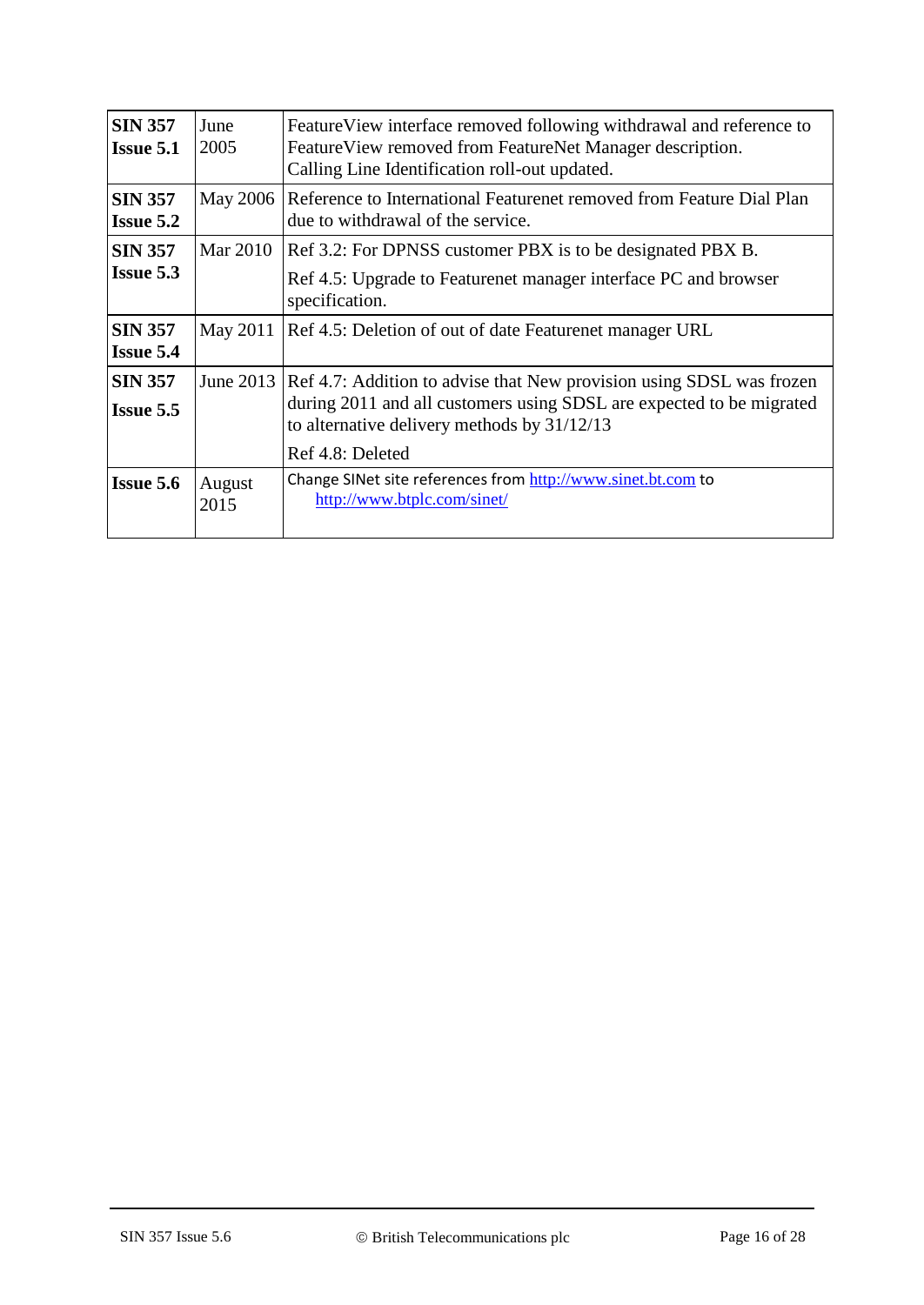| **SIN 357 Issue 5.1** | June 2005 | FeatureView interface removed following withdrawal and reference to FeatureView removed from FeatureNet Manager description. Calling Line Identification roll-out updated. |
|---|---|---|
| **SIN 357 Issue 5.2** | May 2006 | Reference to International Featurenet removed from Feature Dial Plan due to withdrawal of the service. |
| **SIN 357 Issue 5.3** | Mar 2010 | Ref 3.2: For DPNSS customer PBX is to be designated PBX B.<br>Ref 4.5: Upgrade to Featurenet manager interface PC and browser specification. |
| **SIN 357 Issue 5.4** | May 2011 | Ref 4.5: Deletion of out of date Featurenet manager URL |
| **SIN 357 Issue 5.5** | June 2013 | Ref 4.7: Addition to advise that New provision using SDSL was frozen during 2011 and all customers using SDSL are expected to be migrated to alternative delivery methods by 31/12/13<br>Ref 4.8: Deleted |
| **Issue 5.6** | August 2015 | Change SINet site references from http://www.sinet.bt.com to http://www.btplc.com/sinet/ |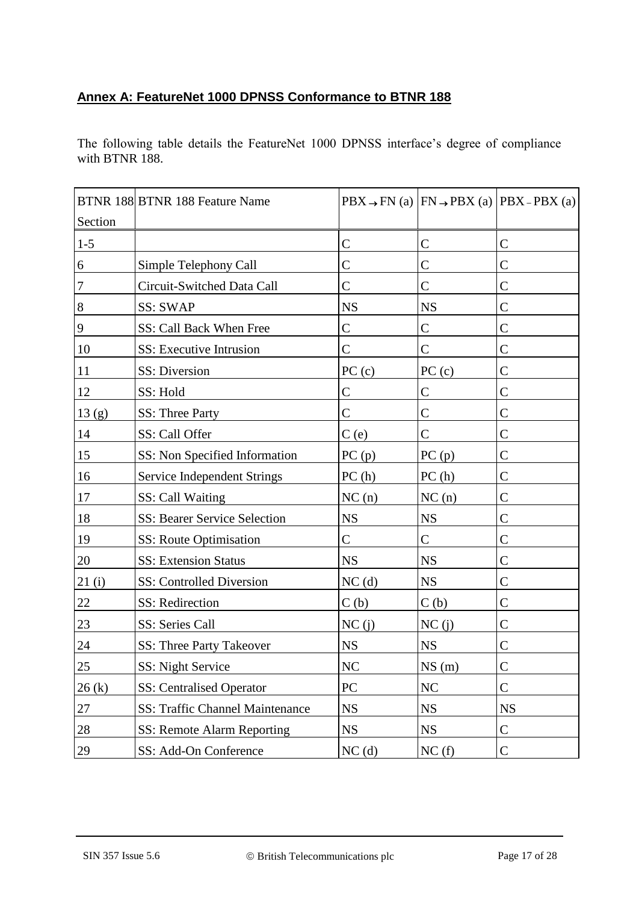## Annex A: FeatureNet 1000 DPNSS Conformance to BTNR 188

The following table details the FeatureNet 1000 DPNSS interface's degree of compliance with BTNR 188.

| BTNR 188 Section | BTNR 188 Feature Name | PBX→FN (a) | FN→PBX (a) | PBX – PBX (a) |
|---|---|---|---|---|
| 1-5 | | C | C | C |
| 6 | Simple Telephony Call | C | C | C |
| 7 | Circuit-Switched Data Call | C | C | C |
| 8 | SS: SWAP | NS | NS | C |
| 9 | SS: Call Back When Free | C | C | C |
| 10 | SS: Executive Intrusion | C | C | C |
| 11 | SS: Diversion | PC (c) | PC (c) | C |
| 12 | SS: Hold | C | C | C |
| 13 (g) | SS: Three Party | C | C | C |
| 14 | SS: Call Offer | C (e) | C | C |
| 15 | SS: Non Specified Information | PC (p) | PC (p) | C |
| 16 | Service Independent Strings | PC (h) | PC (h) | C |
| 17 | SS: Call Waiting | NC (n) | NC (n) | C |
| 18 | SS: Bearer Service Selection | NS | NS | C |
| 19 | SS: Route Optimisation | C | C | C |
| 20 | SS: Extension Status | NS | NS | C |
| 21 (i) | SS: Controlled Diversion | NC (d) | NS | C |
| 22 | SS: Redirection | C (b) | C (b) | C |
| 23 | SS: Series Call | NC (j) | NC (j) | C |
| 24 | SS: Three Party Takeover | NS | NS | C |
| 25 | SS: Night Service | NC | NS (m) | C |
| 26 (k) | SS: Centralised Operator | PC | NC | C |
| 27 | SS: Traffic Channel Maintenance | NS | NS | NS |
| 28 | SS: Remote Alarm Reporting | NS | NS | C |
| 29 | SS: Add-On Conference | NC (d) | NC (f) | C |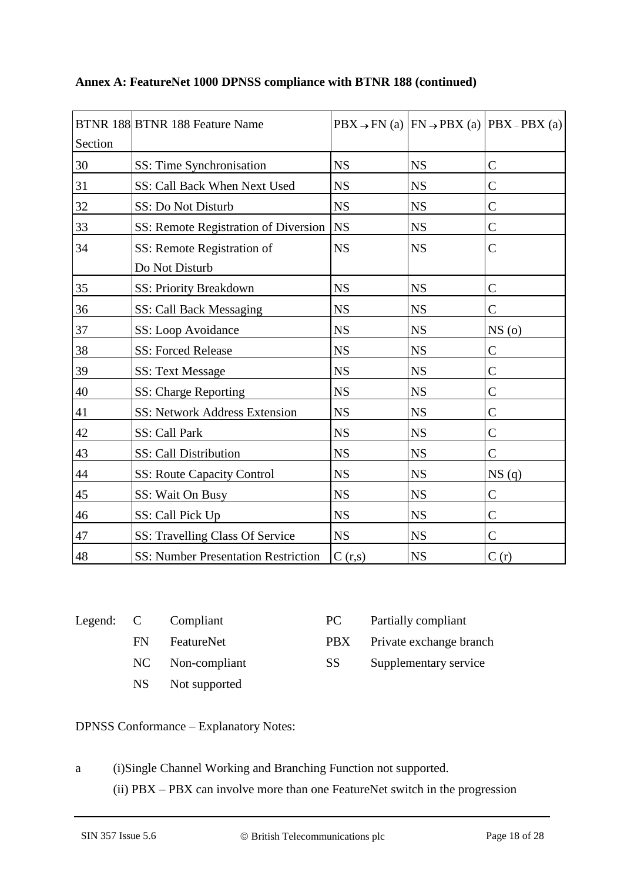**Annex A: FeatureNet 1000 DPNSS compliance with BTNR 188 (continued)**

| BTNR 188 Section | BTNR 188 Feature Name | PBX → FN (a) | FN → PBX (a) | PBX – PBX (a) |
|---|---|---|---|---|
| 30 | SS: Time Synchronisation | NS | NS | C |
| 31 | SS: Call Back When Next Used | NS | NS | C |
| 32 | SS: Do Not Disturb | NS | NS | C |
| 33 | SS: Remote Registration of Diversion | NS | NS | C |
| 34 | SS: Remote Registration of Do Not Disturb | NS | NS | C |
| 35 | SS: Priority Breakdown | NS | NS | C |
| 36 | SS: Call Back Messaging | NS | NS | C |
| 37 | SS: Loop Avoidance | NS | NS | NS (o) |
| 38 | SS: Forced Release | NS | NS | C |
| 39 | SS: Text Message | NS | NS | C |
| 40 | SS: Charge Reporting | NS | NS | C |
| 41 | SS: Network Address Extension | NS | NS | C |
| 42 | SS: Call Park | NS | NS | C |
| 43 | SS: Call Distribution | NS | NS | C |
| 44 | SS: Route Capacity Control | NS | NS | NS (q) |
| 45 | SS: Wait On Busy | NS | NS | C |
| 46 | SS: Call Pick Up | NS | NS | C |
| 47 | SS: Travelling Class Of Service | NS | NS | C |
| 48 | SS: Number Presentation Restriction | C (r,s) | NS | C (r) |

Legend:

| | | | |
|---|---|---|---|
| C | Compliant | PC | Partially compliant |
| FN | FeatureNet | PBX | Private exchange branch |
| NC | Non-compliant | SS | Supplementary service |
| NS | Not supported | | |

DPNSS Conformance – Explanatory Notes:

a (i)Single Channel Working and Branching Function not supported.

(ii) PBX – PBX can involve more than one FeatureNet switch in the progression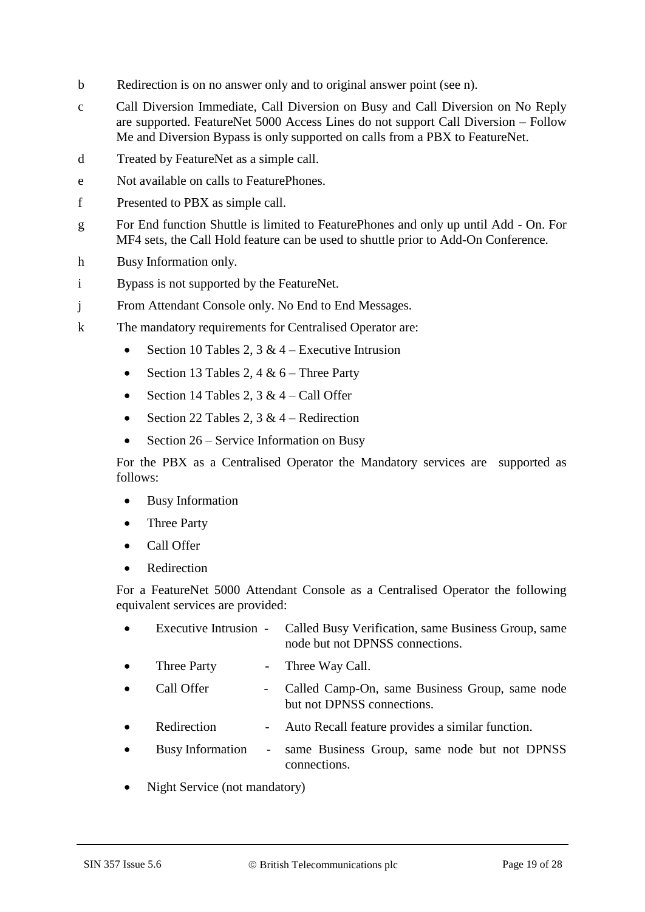b Redirection is on no answer only and to original answer point (see n).

c Call Diversion Immediate, Call Diversion on Busy and Call Diversion on No Reply are supported. FeatureNet 5000 Access Lines do not support Call Diversion – Follow Me and Diversion Bypass is only supported on calls from a PBX to FeatureNet.

d Treated by FeatureNet as a simple call.

e Not available on calls to FeaturePhones.

f Presented to PBX as simple call.

g For End function Shuttle is limited to FeaturePhones and only up until Add - On. For MF4 sets, the Call Hold feature can be used to shuttle prior to Add-On Conference.

h Busy Information only.

i Bypass is not supported by the FeatureNet.

j From Attendant Console only. No End to End Messages.

k The mandatory requirements for Centralised Operator are:

- Section 10 Tables 2, 3 & 4 – Executive Intrusion
- Section 13 Tables 2, 4 & 6 – Three Party
- Section 14 Tables 2, 3 & 4 – Call Offer
- Section 22 Tables 2, 3 & 4 – Redirection
- Section 26 – Service Information on Busy

For the PBX as a Centralised Operator the Mandatory services are supported as follows:

- Busy Information
- Three Party
- Call Offer
- Redirection

For a FeatureNet 5000 Attendant Console as a Centralised Operator the following equivalent services are provided:

- Executive Intrusion - Called Busy Verification, same Business Group, same node but not DPNSS connections.
- Three Party - Three Way Call.
- Call Offer - Called Camp-On, same Business Group, same node but not DPNSS connections.
- Redirection - Auto Recall feature provides a similar function.
- Busy Information - same Business Group, same node but not DPNSS connections.
- Night Service (not mandatory)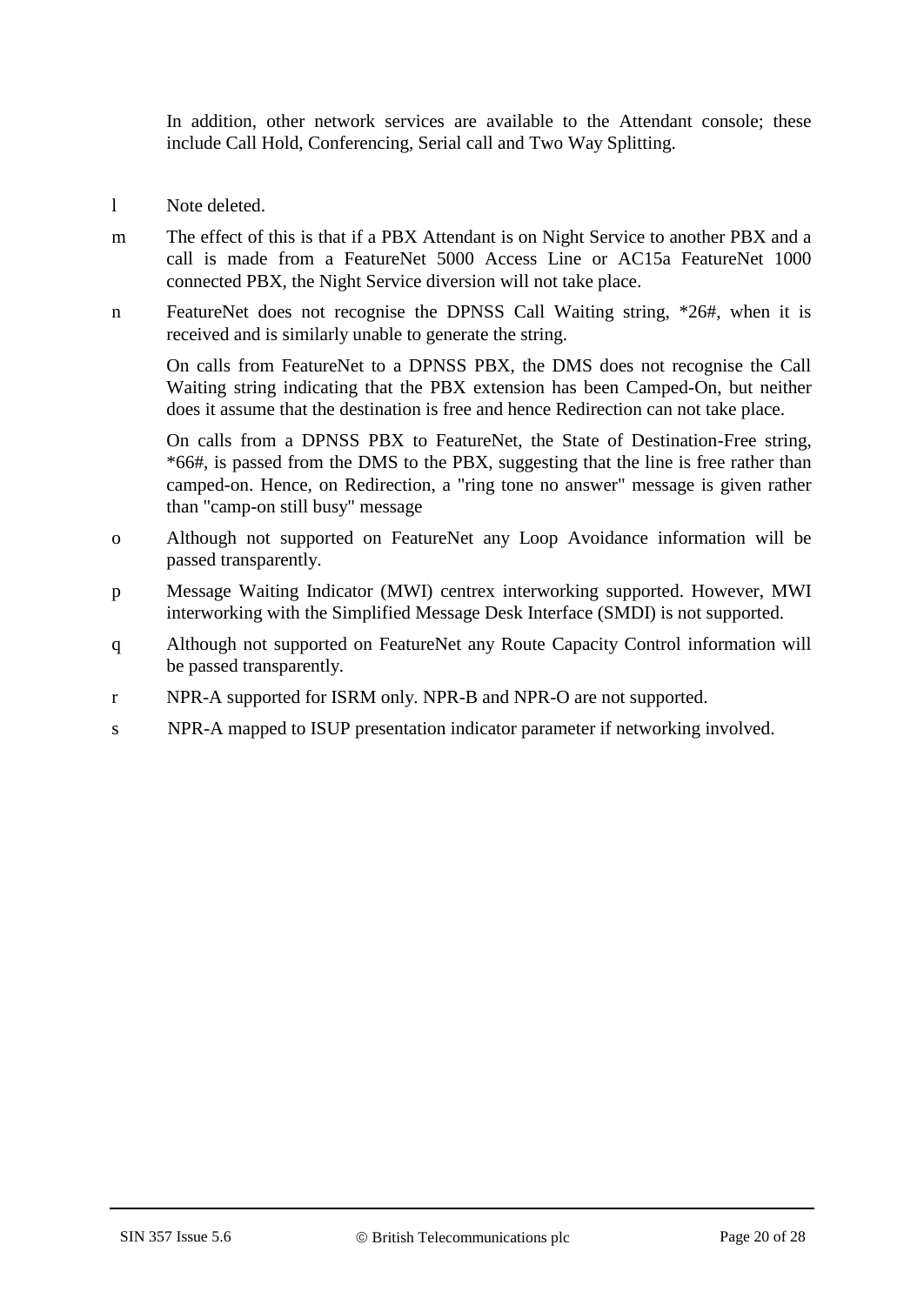In addition, other network services are available to the Attendant console; these include Call Hold, Conferencing, Serial call and Two Way Splitting.

l Note deleted.

m The effect of this is that if a PBX Attendant is on Night Service to another PBX and a call is made from a FeatureNet 5000 Access Line or AC15a FeatureNet 1000 connected PBX, the Night Service diversion will not take place.

n FeatureNet does not recognise the DPNSS Call Waiting string, *26#, when it is received and is similarly unable to generate the string.

On calls from FeatureNet to a DPNSS PBX, the DMS does not recognise the Call Waiting string indicating that the PBX extension has been Camped-On, but neither does it assume that the destination is free and hence Redirection can not take place.

On calls from a DPNSS PBX to FeatureNet, the State of Destination-Free string, *66#, is passed from the DMS to the PBX, suggesting that the line is free rather than camped-on. Hence, on Redirection, a "ring tone no answer" message is given rather than "camp-on still busy" message

o Although not supported on FeatureNet any Loop Avoidance information will be passed transparently.

p Message Waiting Indicator (MWI) centrex interworking supported. However, MWI interworking with the Simplified Message Desk Interface (SMDI) is not supported.

q Although not supported on FeatureNet any Route Capacity Control information will be passed transparently.

r NPR-A supported for ISRM only. NPR-B and NPR-O are not supported.

s NPR-A mapped to ISUP presentation indicator parameter if networking involved.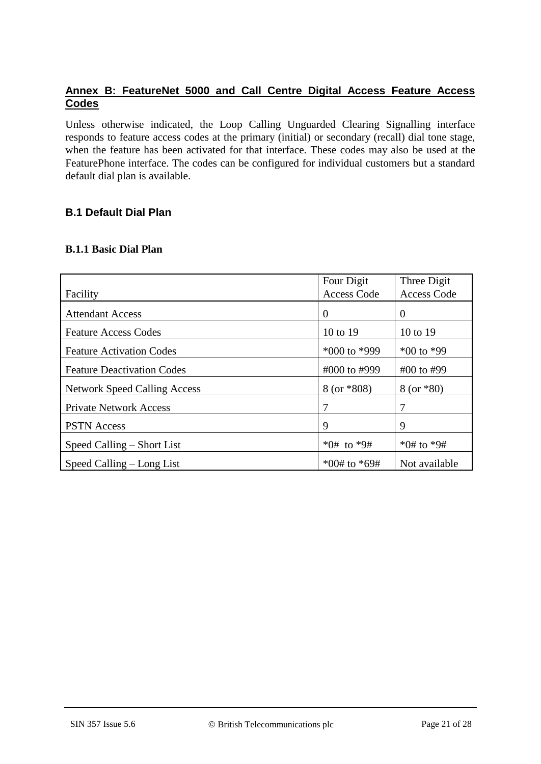## Annex B: FeatureNet 5000 and Call Centre Digital Access Feature Access Codes

Unless otherwise indicated, the Loop Calling Unguarded Clearing Signalling interface responds to feature access codes at the primary (initial) or secondary (recall) dial tone stage, when the feature has been activated for that interface. These codes may also be used at the FeaturePhone interface. The codes can be configured for individual customers but a standard default dial plan is available.

### B.1 Default Dial Plan

#### B.1.1 Basic Dial Plan

| Facility | Four Digit Access Code | Three Digit Access Code |
|---|---|---|
| Attendant Access | 0 | 0 |
| Feature Access Codes | 10 to 19 | 10 to 19 |
| Feature Activation Codes | *000 to *999 | *00 to *99 |
| Feature Deactivation Codes | #000 to #999 | #00 to #99 |
| Network Speed Calling Access | 8 (or *808) | 8 (or *80) |
| Private Network Access | 7 | 7 |
| PSTN Access | 9 | 9 |
| Speed Calling – Short List | *0# to *9# | *0# to *9# |
| Speed Calling – Long List | *00# to *69# | Not available |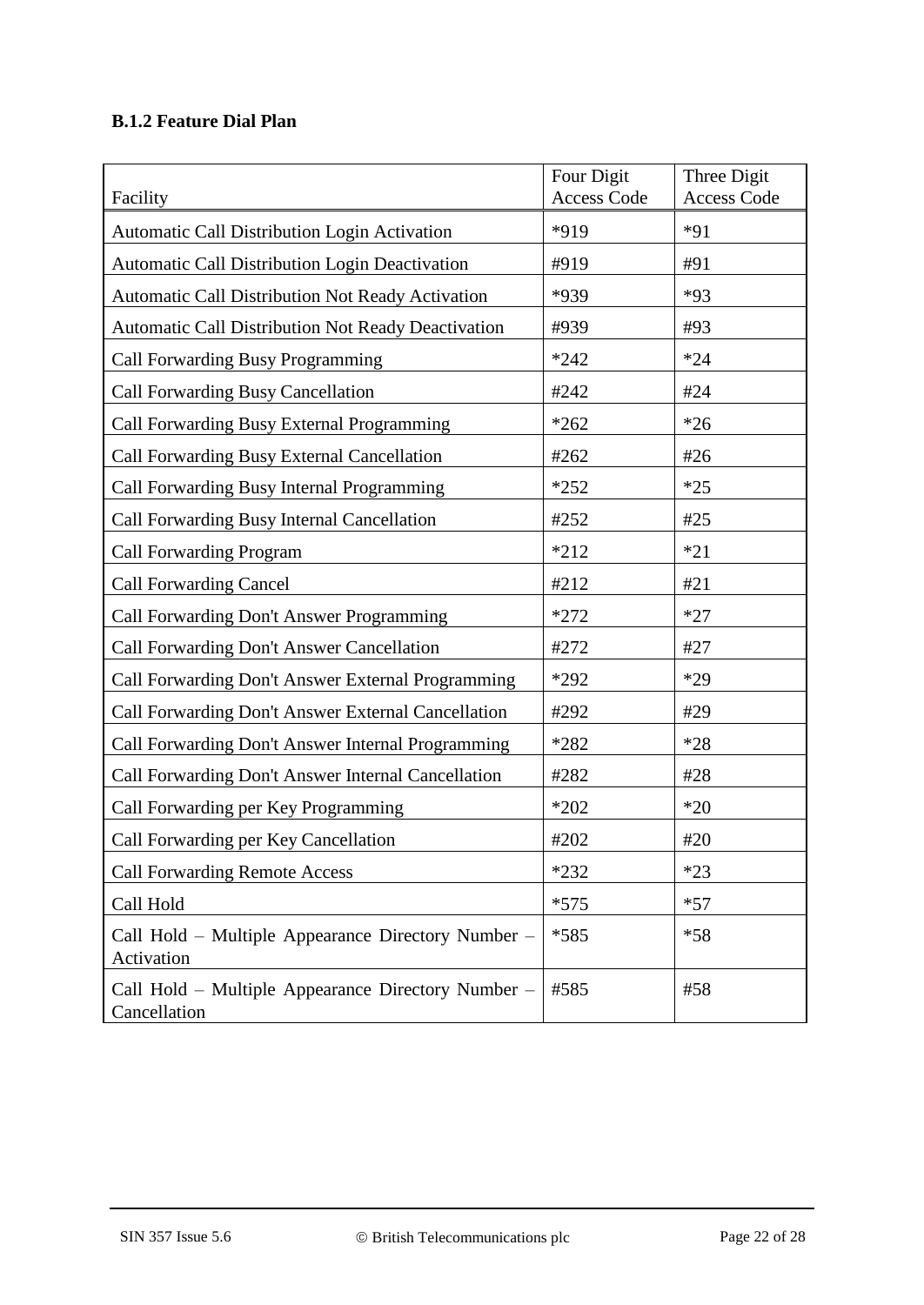### B.1.2 Feature Dial Plan

| Facility | Four Digit Access Code | Three Digit Access Code |
|---|---|---|
| Automatic Call Distribution Login Activation | *919 | *91 |
| Automatic Call Distribution Login Deactivation | #919 | #91 |
| Automatic Call Distribution Not Ready Activation | *939 | *93 |
| Automatic Call Distribution Not Ready Deactivation | #939 | #93 |
| Call Forwarding Busy Programming | *242 | *24 |
| Call Forwarding Busy Cancellation | #242 | #24 |
| Call Forwarding Busy External Programming | *262 | *26 |
| Call Forwarding Busy External Cancellation | #262 | #26 |
| Call Forwarding Busy Internal Programming | *252 | *25 |
| Call Forwarding Busy Internal Cancellation | #252 | #25 |
| Call Forwarding Program | *212 | *21 |
| Call Forwarding Cancel | #212 | #21 |
| Call Forwarding Don't Answer Programming | *272 | *27 |
| Call Forwarding Don't Answer Cancellation | #272 | #27 |
| Call Forwarding Don't Answer External Programming | *292 | *29 |
| Call Forwarding Don't Answer External Cancellation | #292 | #29 |
| Call Forwarding Don't Answer Internal Programming | *282 | *28 |
| Call Forwarding Don't Answer Internal Cancellation | #282 | #28 |
| Call Forwarding per Key Programming | *202 | *20 |
| Call Forwarding per Key Cancellation | #202 | #20 |
| Call Forwarding Remote Access | *232 | *23 |
| Call Hold | *575 | *57 |
| Call Hold – Multiple Appearance Directory Number – Activation | *585 | *58 |
| Call Hold – Multiple Appearance Directory Number – Cancellation | #585 | #58 |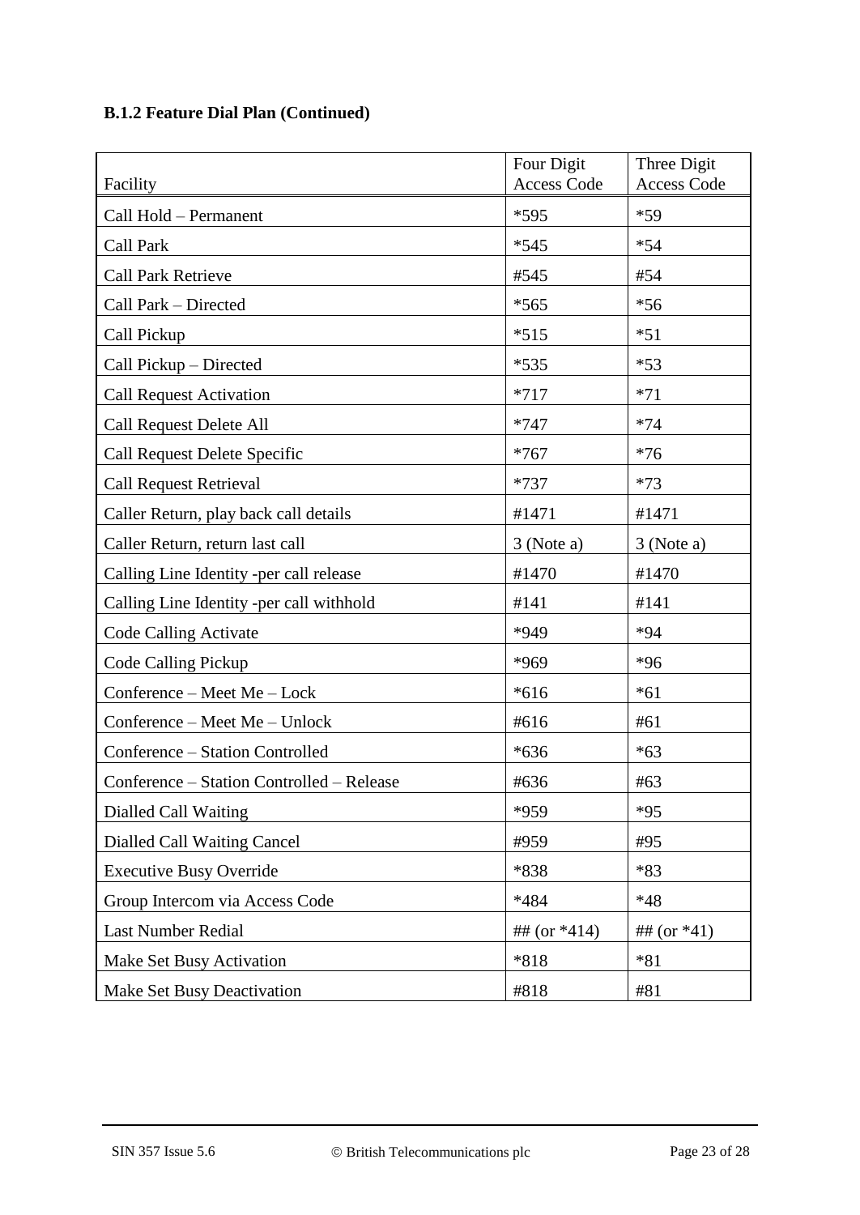### B.1.2 Feature Dial Plan (Continued)

| Facility | Four Digit Access Code | Three Digit Access Code |
| --- | --- | --- |
| Call Hold – Permanent | *595 | *59 |
| Call Park | *545 | *54 |
| Call Park Retrieve | #545 | #54 |
| Call Park – Directed | *565 | *56 |
| Call Pickup | *515 | *51 |
| Call Pickup – Directed | *535 | *53 |
| Call Request Activation | *717 | *71 |
| Call Request Delete All | *747 | *74 |
| Call Request Delete Specific | *767 | *76 |
| Call Request Retrieval | *737 | *73 |
| Caller Return, play back call details | #1471 | #1471 |
| Caller Return, return last call | 3 (Note a) | 3 (Note a) |
| Calling Line Identity -per call release | #1470 | #1470 |
| Calling Line Identity -per call withhold | #141 | #141 |
| Code Calling Activate | *949 | *94 |
| Code Calling Pickup | *969 | *96 |
| Conference – Meet Me – Lock | *616 | *61 |
| Conference – Meet Me – Unlock | #616 | #61 |
| Conference – Station Controlled | *636 | *63 |
| Conference – Station Controlled – Release | #636 | #63 |
| Dialled Call Waiting | *959 | *95 |
| Dialled Call Waiting Cancel | #959 | #95 |
| Executive Busy Override | *838 | *83 |
| Group Intercom via Access Code | *484 | *48 |
| Last Number Redial | ## (or *414) | ## (or *41) |
| Make Set Busy Activation | *818 | *81 |
| Make Set Busy Deactivation | #818 | #81 |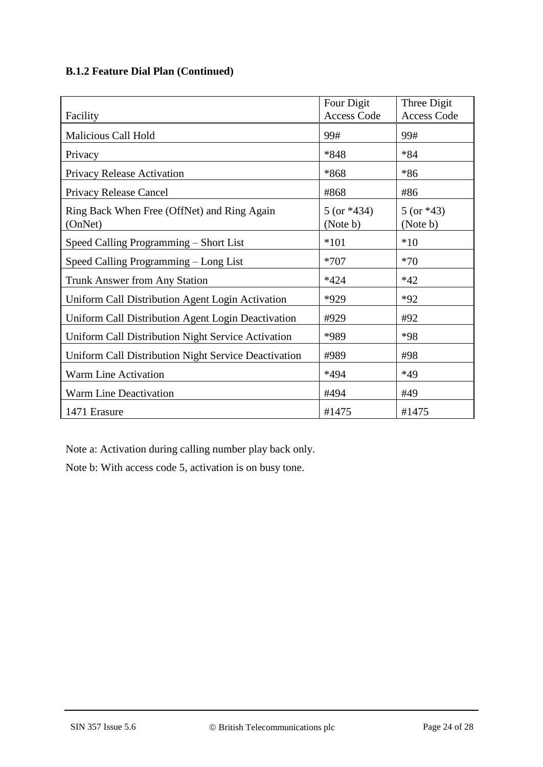**B.1.2 Feature Dial Plan (Continued)**

| Facility | Four Digit Access Code | Three Digit Access Code |
|---|---|---|
| Malicious Call Hold | 99# | 99# |
| Privacy | *848 | *84 |
| Privacy Release Activation | *868 | *86 |
| Privacy Release Cancel | #868 | #86 |
| Ring Back When Free (OffNet) and Ring Again (OnNet) | 5 (or *434) (Note b) | 5 (or *43) (Note b) |
| Speed Calling Programming – Short List | *101 | *10 |
| Speed Calling Programming – Long List | *707 | *70 |
| Trunk Answer from Any Station | *424 | *42 |
| Uniform Call Distribution Agent Login Activation | *929 | *92 |
| Uniform Call Distribution Agent Login Deactivation | #929 | #92 |
| Uniform Call Distribution Night Service Activation | *989 | *98 |
| Uniform Call Distribution Night Service Deactivation | #989 | #98 |
| Warm Line Activation | *494 | *49 |
| Warm Line Deactivation | #494 | #49 |
| 1471 Erasure | #1475 | #1475 |

Note a: Activation during calling number play back only.

Note b: With access code 5, activation is on busy tone.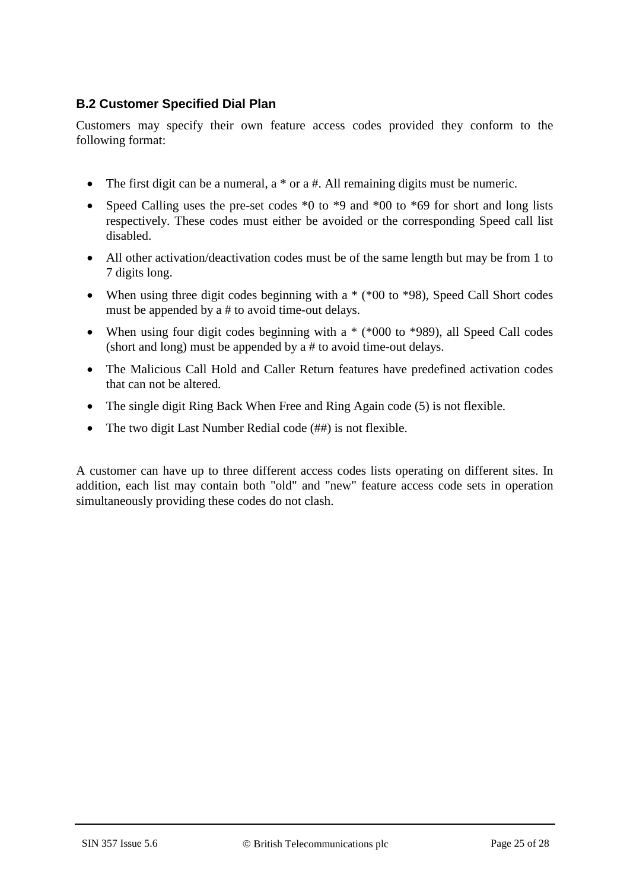### B.2 Customer Specified Dial Plan

Customers may specify their own feature access codes provided they conform to the following format:

- The first digit can be a numeral, a * or a #. All remaining digits must be numeric.
- Speed Calling uses the pre-set codes *0 to *9 and *00 to *69 for short and long lists respectively. These codes must either be avoided or the corresponding Speed call list disabled.
- All other activation/deactivation codes must be of the same length but may be from 1 to 7 digits long.
- When using three digit codes beginning with a * (*00 to *98), Speed Call Short codes must be appended by a # to avoid time-out delays.
- When using four digit codes beginning with a * (*000 to *989), all Speed Call codes (short and long) must be appended by a # to avoid time-out delays.
- The Malicious Call Hold and Caller Return features have predefined activation codes that can not be altered.
- The single digit Ring Back When Free and Ring Again code (5) is not flexible.
- The two digit Last Number Redial code (##) is not flexible.

A customer can have up to three different access codes lists operating on different sites. In addition, each list may contain both "old" and "new" feature access code sets in operation simultaneously providing these codes do not clash.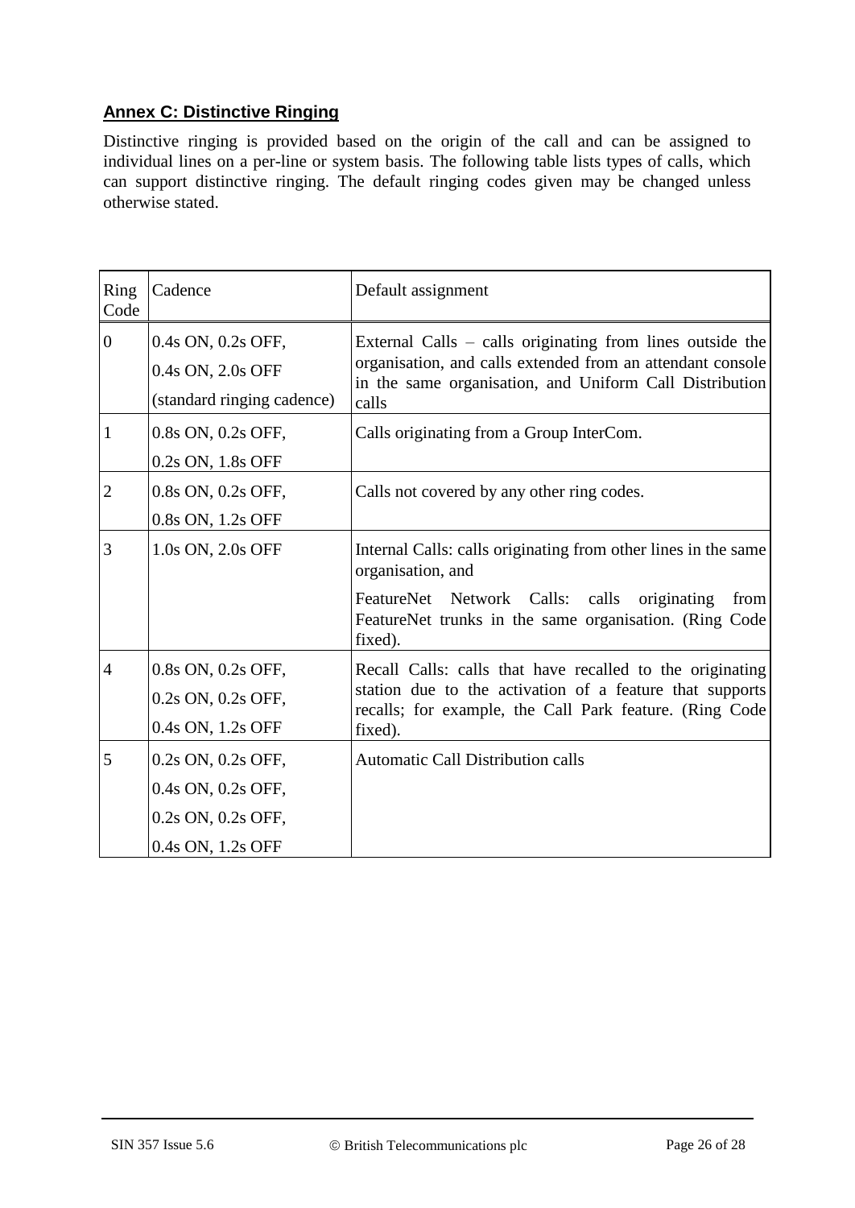## Annex C: Distinctive Ringing

Distinctive ringing is provided based on the origin of the call and can be assigned to individual lines on a per-line or system basis. The following table lists types of calls, which can support distinctive ringing. The default ringing codes given may be changed unless otherwise stated.

| Ring Code | Cadence | Default assignment |
|---|---|---|
| 0 | 0.4s ON, 0.2s OFF,<br>0.4s ON, 2.0s OFF<br>(standard ringing cadence) | External Calls – calls originating from lines outside the organisation, and calls extended from an attendant console in the same organisation, and Uniform Call Distribution calls |
| 1 | 0.8s ON, 0.2s OFF,<br>0.2s ON, 1.8s OFF | Calls originating from a Group InterCom. |
| 2 | 0.8s ON, 0.2s OFF,<br>0.8s ON, 1.2s OFF | Calls not covered by any other ring codes. |
| 3 | 1.0s ON, 2.0s OFF | Internal Calls: calls originating from other lines in the same organisation, and<br>FeatureNet Network Calls: calls originating from FeatureNet trunks in the same organisation. (Ring Code fixed). |
| 4 | 0.8s ON, 0.2s OFF,<br>0.2s ON, 0.2s OFF,<br>0.4s ON, 1.2s OFF | Recall Calls: calls that have recalled to the originating station due to the activation of a feature that supports recalls; for example, the Call Park feature. (Ring Code fixed). |
| 5 | 0.2s ON, 0.2s OFF,<br>0.4s ON, 0.2s OFF,<br>0.2s ON, 0.2s OFF,<br>0.4s ON, 1.2s OFF | Automatic Call Distribution calls |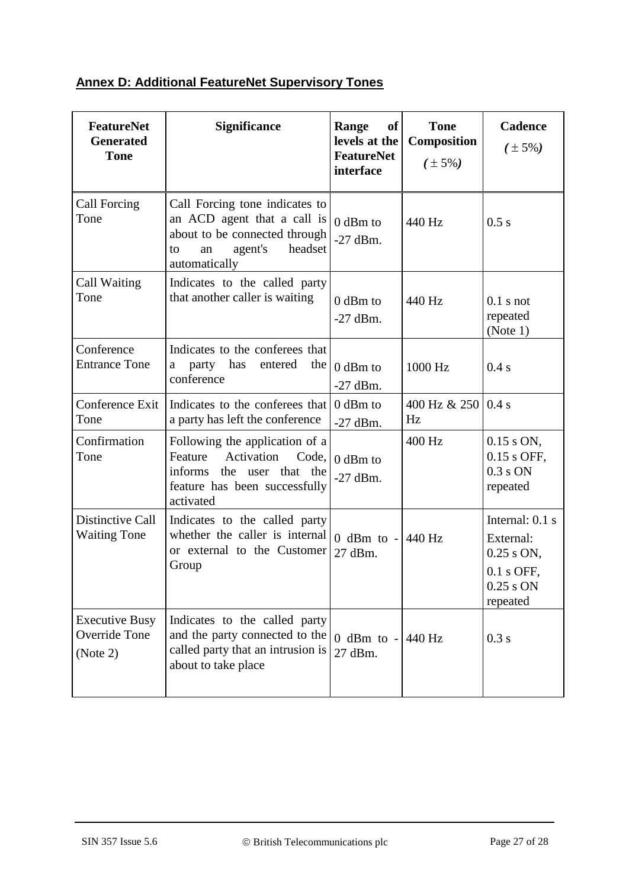## Annex D: Additional FeatureNet Supervisory Tones

| FeatureNet Generated Tone | Significance | Range of levels at the FeatureNet interface | Tone Composition ( ± 5%) | Cadence ( ± 5%) |
|---|---|---|---|---|
| Call Forcing Tone | Call Forcing tone indicates to an ACD agent that a call is about to be connected through to an agent's headset automatically | 0 dBm to -27 dBm. | 440 Hz | 0.5 s |
| Call Waiting Tone | Indicates to the called party that another caller is waiting | 0 dBm to -27 dBm. | 440 Hz | 0.1 s not repeated (Note 1) |
| Conference Entrance Tone | Indicates to the conferees that a party has entered the conference | 0 dBm to -27 dBm. | 1000 Hz | 0.4 s |
| Conference Exit Tone | Indicates to the conferees that a party has left the conference | 0 dBm to -27 dBm. | 400 Hz & 250 Hz | 0.4 s |
| Confirmation Tone | Following the application of a Feature Activation Code, informs the user that the feature has been successfully activated | 0 dBm to -27 dBm. | 400 Hz | 0.15 s ON, 0.15 s OFF, 0.3 s ON repeated |
| Distinctive Call Waiting Tone | Indicates to the called party whether the caller is internal or external to the Customer Group | 0 dBm to -27 dBm. | 440 Hz | Internal: 0.1 s External: 0.25 s ON, 0.1 s OFF, 0.25 s ON repeated |
| Executive Busy Override Tone (Note 2) | Indicates to the called party and the party connected to the called party that an intrusion is about to take place | 0 dBm to -27 dBm. | 440 Hz | 0.3 s |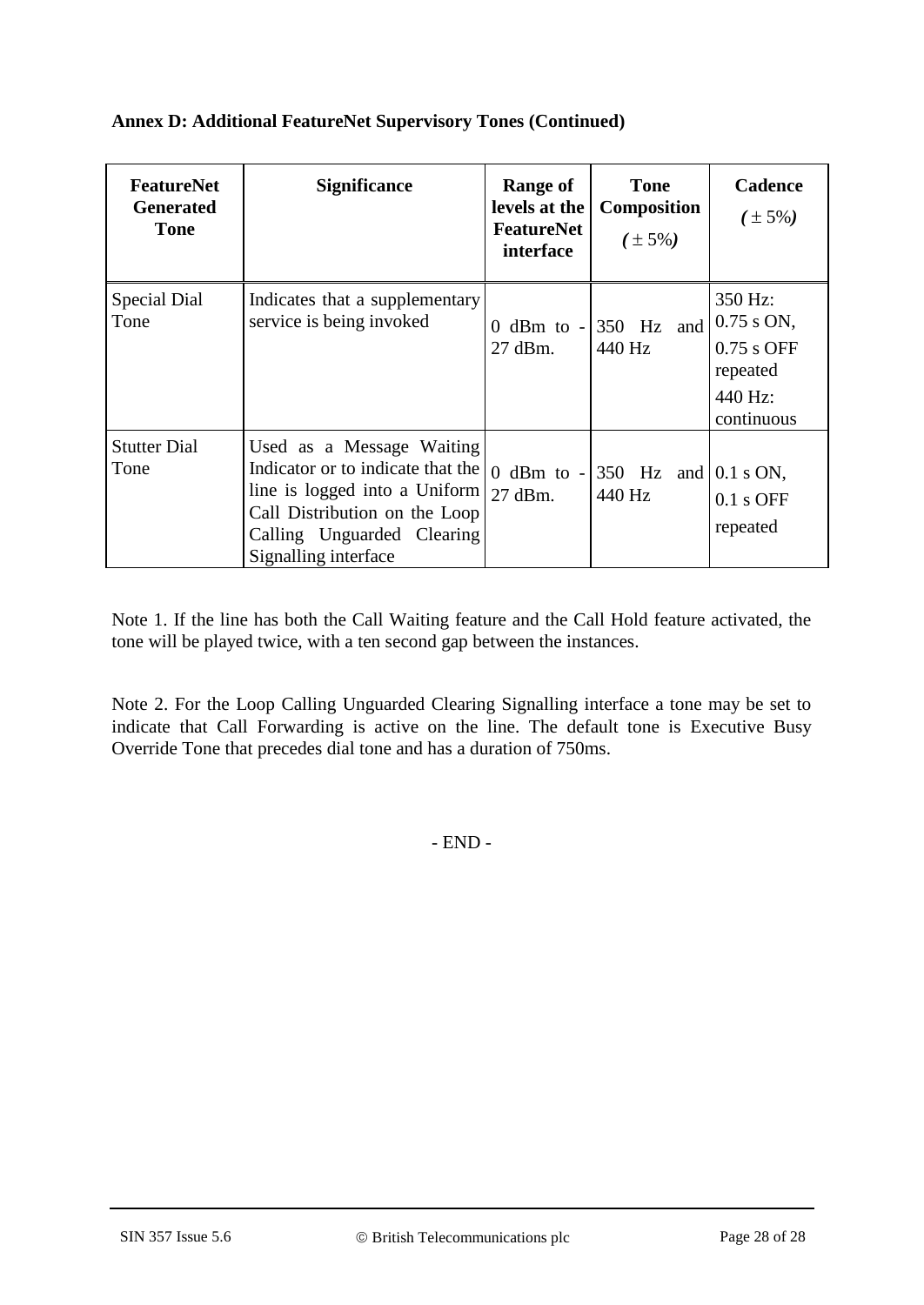**Annex D: Additional FeatureNet Supervisory Tones (Continued)**

| FeatureNet Generated Tone | Significance | Range of levels at the FeatureNet interface | Tone Composition ( ± 5%) | Cadence ( ± 5%) |
|---|---|---|---|---|
| Special Dial Tone | Indicates that a supplementary service is being invoked | 0 dBm to -27 dBm. | 350 Hz and 440 Hz | 350 Hz: 0.75 s ON, 0.75 s OFF repeated 440 Hz: continuous |
| Stutter Dial Tone | Used as a Message Waiting Indicator or to indicate that the line is logged into a Uniform Call Distribution on the Loop Calling Unguarded Clearing Signalling interface | 0 dBm to -27 dBm. | 350 Hz and 440 Hz | 0.1 s ON, 0.1 s OFF repeated |

Note 1. If the line has both the Call Waiting feature and the Call Hold feature activated, the tone will be played twice, with a ten second gap between the instances.

Note 2. For the Loop Calling Unguarded Clearing Signalling interface a tone may be set to indicate that Call Forwarding is active on the line. The default tone is Executive Busy Override Tone that precedes dial tone and has a duration of 750ms.

- END -